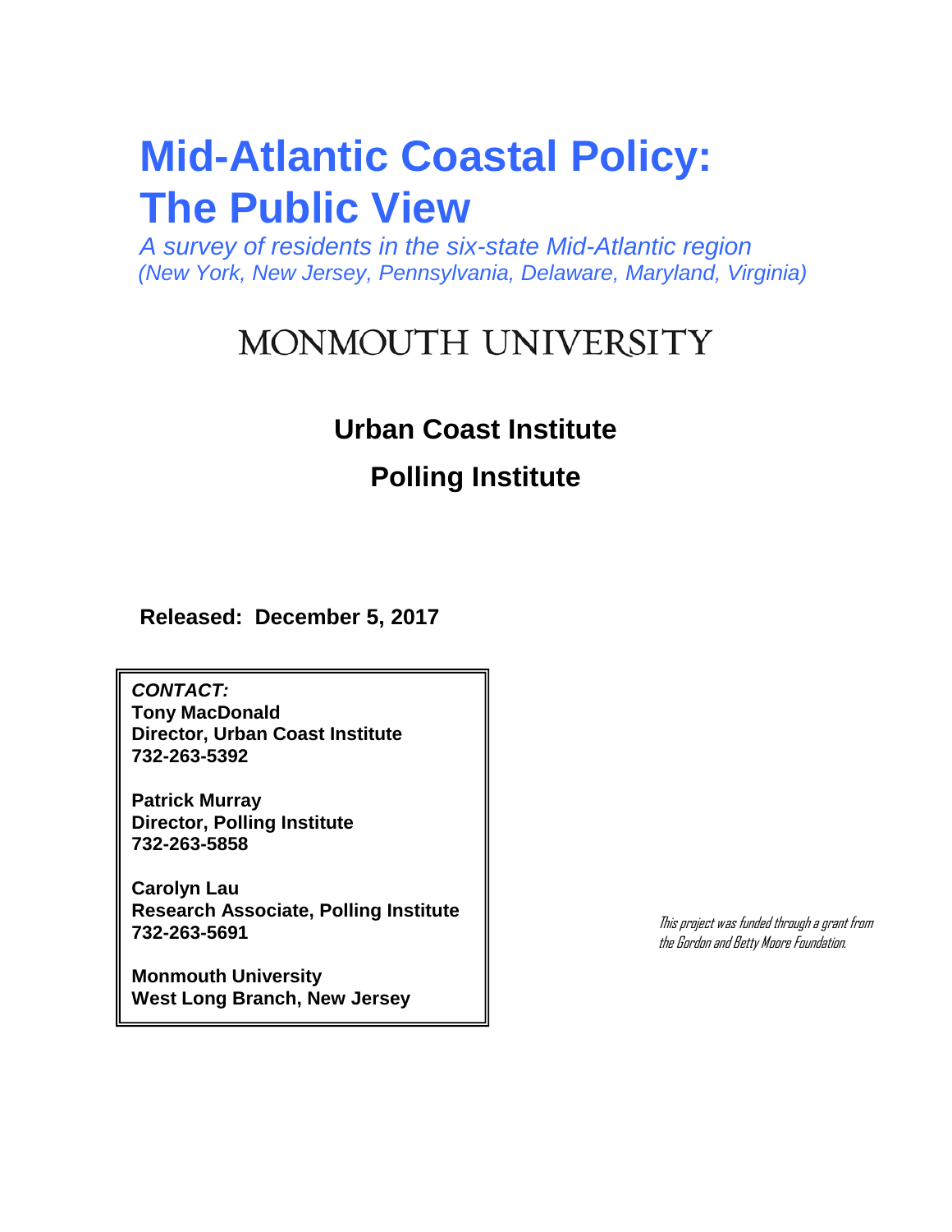# Mid-Atlantic Coastal Policy: The Public View

*A survey of residents in the six-state Mid-Atlantic region*
*(New York, New Jersey, Pennsylvania, Delaware, Maryland, Virginia)*

MONMOUTH UNIVERSITY

## Urban Coast Institute

## Polling Institute

**Released: December 5, 2017**

***CONTACT:***
**Tony MacDonald**
**Director, Urban Coast Institute**
**732-263-5392**

**Patrick Murray**
**Director, Polling Institute**
**732-263-5858**

**Carolyn Lau**
**Research Associate, Polling Institute**
**732-263-5691**

**Monmouth University**
**West Long Branch, New Jersey**

*This project was funded through a grant from the Gordon and Betty Moore Foundation.*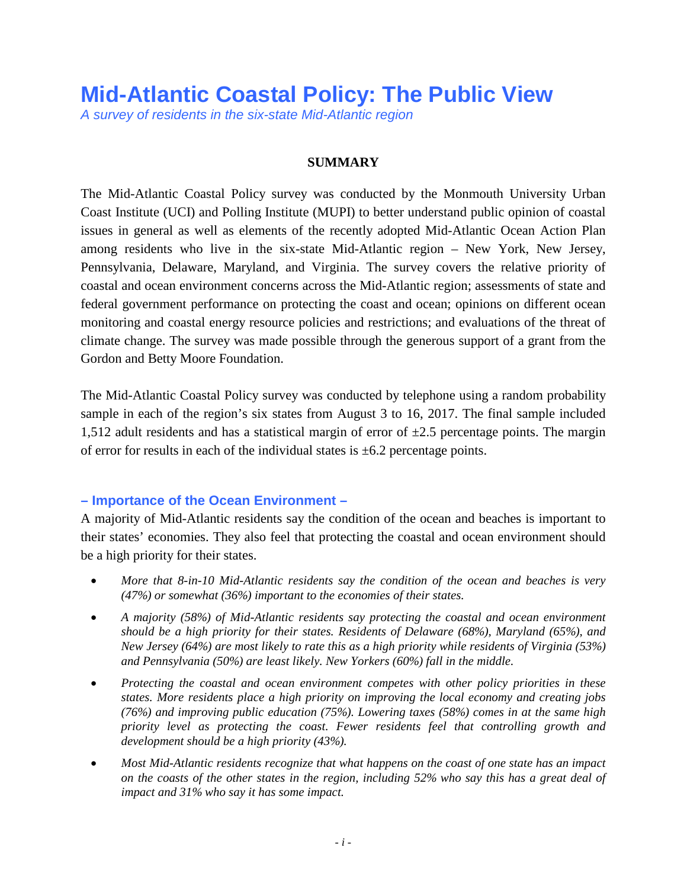# Mid-Atlantic Coastal Policy: The Public View

*A survey of residents in the six-state Mid-Atlantic region*

## SUMMARY

The Mid-Atlantic Coastal Policy survey was conducted by the Monmouth University Urban Coast Institute (UCI) and Polling Institute (MUPI) to better understand public opinion of coastal issues in general as well as elements of the recently adopted Mid-Atlantic Ocean Action Plan among residents who live in the six-state Mid-Atlantic region – New York, New Jersey, Pennsylvania, Delaware, Maryland, and Virginia. The survey covers the relative priority of coastal and ocean environment concerns across the Mid-Atlantic region; assessments of state and federal government performance on protecting the coast and ocean; opinions on different ocean monitoring and coastal energy resource policies and restrictions; and evaluations of the threat of climate change. The survey was made possible through the generous support of a grant from the Gordon and Betty Moore Foundation.

The Mid-Atlantic Coastal Policy survey was conducted by telephone using a random probability sample in each of the region's six states from August 3 to 16, 2017. The final sample included 1,512 adult residents and has a statistical margin of error of ±2.5 percentage points. The margin of error for results in each of the individual states is ±6.2 percentage points.

### – Importance of the Ocean Environment –

A majority of Mid-Atlantic residents say the condition of the ocean and beaches is important to their states' economies. They also feel that protecting the coastal and ocean environment should be a high priority for their states.

- *More that 8-in-10 Mid-Atlantic residents say the condition of the ocean and beaches is very (47%) or somewhat (36%) important to the economies of their states.*
- *A majority (58%) of Mid-Atlantic residents say protecting the coastal and ocean environment should be a high priority for their states. Residents of Delaware (68%), Maryland (65%), and New Jersey (64%) are most likely to rate this as a high priority while residents of Virginia (53%) and Pennsylvania (50%) are least likely. New Yorkers (60%) fall in the middle.*
- *Protecting the coastal and ocean environment competes with other policy priorities in these states. More residents place a high priority on improving the local economy and creating jobs (76%) and improving public education (75%). Lowering taxes (58%) comes in at the same high priority level as protecting the coast. Fewer residents feel that controlling growth and development should be a high priority (43%).*
- *Most Mid-Atlantic residents recognize that what happens on the coast of one state has an impact on the coasts of the other states in the region, including 52% who say this has a great deal of impact and 31% who say it has some impact.*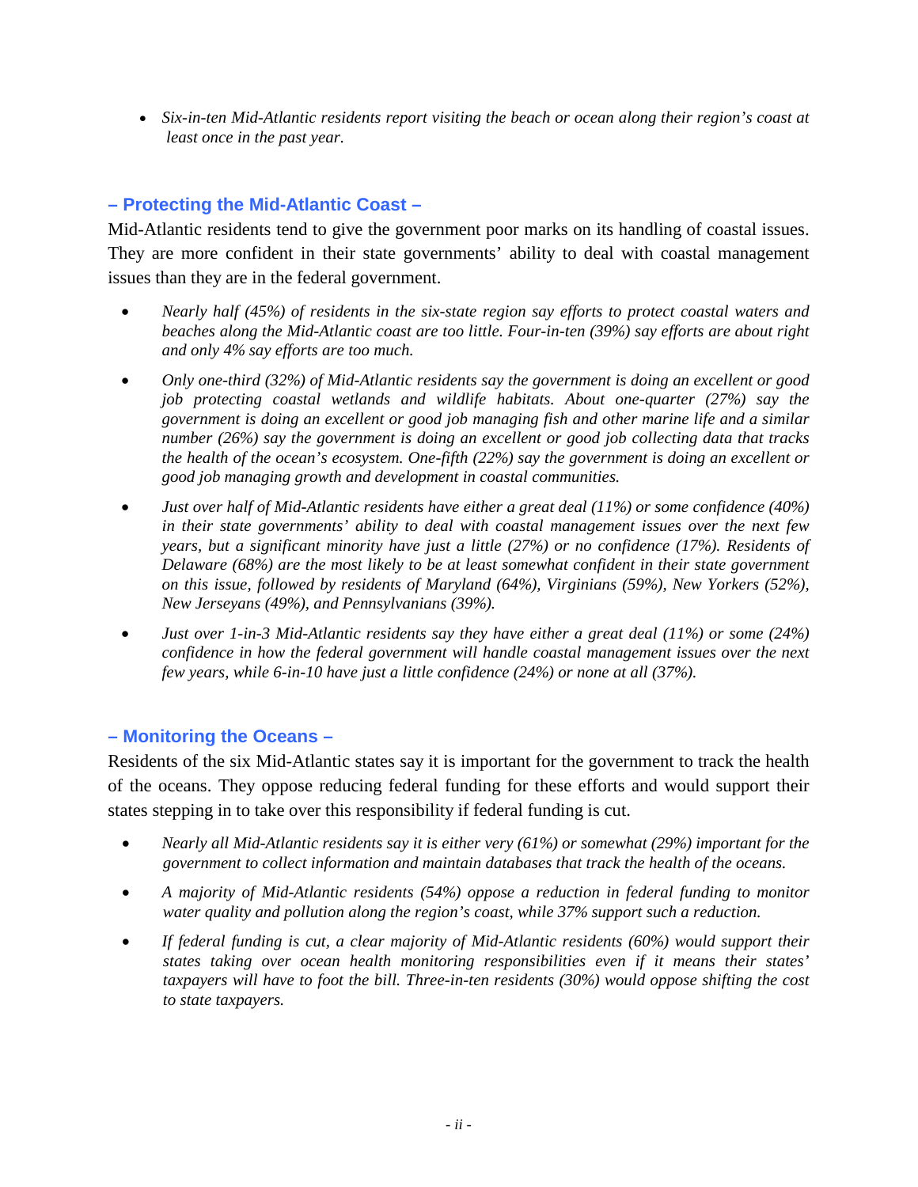- *Six-in-ten Mid-Atlantic residents report visiting the beach or ocean along their region's coast at least once in the past year.*

## – Protecting the Mid-Atlantic Coast –

Mid-Atlantic residents tend to give the government poor marks on its handling of coastal issues. They are more confident in their state governments' ability to deal with coastal management issues than they are in the federal government.

- *Nearly half (45%) of residents in the six-state region say efforts to protect coastal waters and beaches along the Mid-Atlantic coast are too little. Four-in-ten (39%) say efforts are about right and only 4% say efforts are too much.*
- *Only one-third (32%) of Mid-Atlantic residents say the government is doing an excellent or good job protecting coastal wetlands and wildlife habitats. About one-quarter (27%) say the government is doing an excellent or good job managing fish and other marine life and a similar number (26%) say the government is doing an excellent or good job collecting data that tracks the health of the ocean's ecosystem. One-fifth (22%) say the government is doing an excellent or good job managing growth and development in coastal communities.*
- *Just over half of Mid-Atlantic residents have either a great deal (11%) or some confidence (40%) in their state governments' ability to deal with coastal management issues over the next few years, but a significant minority have just a little (27%) or no confidence (17%). Residents of Delaware (68%) are the most likely to be at least somewhat confident in their state government on this issue, followed by residents of Maryland (64%), Virginians (59%), New Yorkers (52%), New Jerseyans (49%), and Pennsylvanians (39%).*
- *Just over 1-in-3 Mid-Atlantic residents say they have either a great deal (11%) or some (24%) confidence in how the federal government will handle coastal management issues over the next few years, while 6-in-10 have just a little confidence (24%) or none at all (37%).*

## – Monitoring the Oceans –

Residents of the six Mid-Atlantic states say it is important for the government to track the health of the oceans. They oppose reducing federal funding for these efforts and would support their states stepping in to take over this responsibility if federal funding is cut.

- *Nearly all Mid-Atlantic residents say it is either very (61%) or somewhat (29%) important for the government to collect information and maintain databases that track the health of the oceans.*
- *A majority of Mid-Atlantic residents (54%) oppose a reduction in federal funding to monitor water quality and pollution along the region's coast, while 37% support such a reduction.*
- *If federal funding is cut, a clear majority of Mid-Atlantic residents (60%) would support their states taking over ocean health monitoring responsibilities even if it means their states' taxpayers will have to foot the bill. Three-in-ten residents (30%) would oppose shifting the cost to state taxpayers.*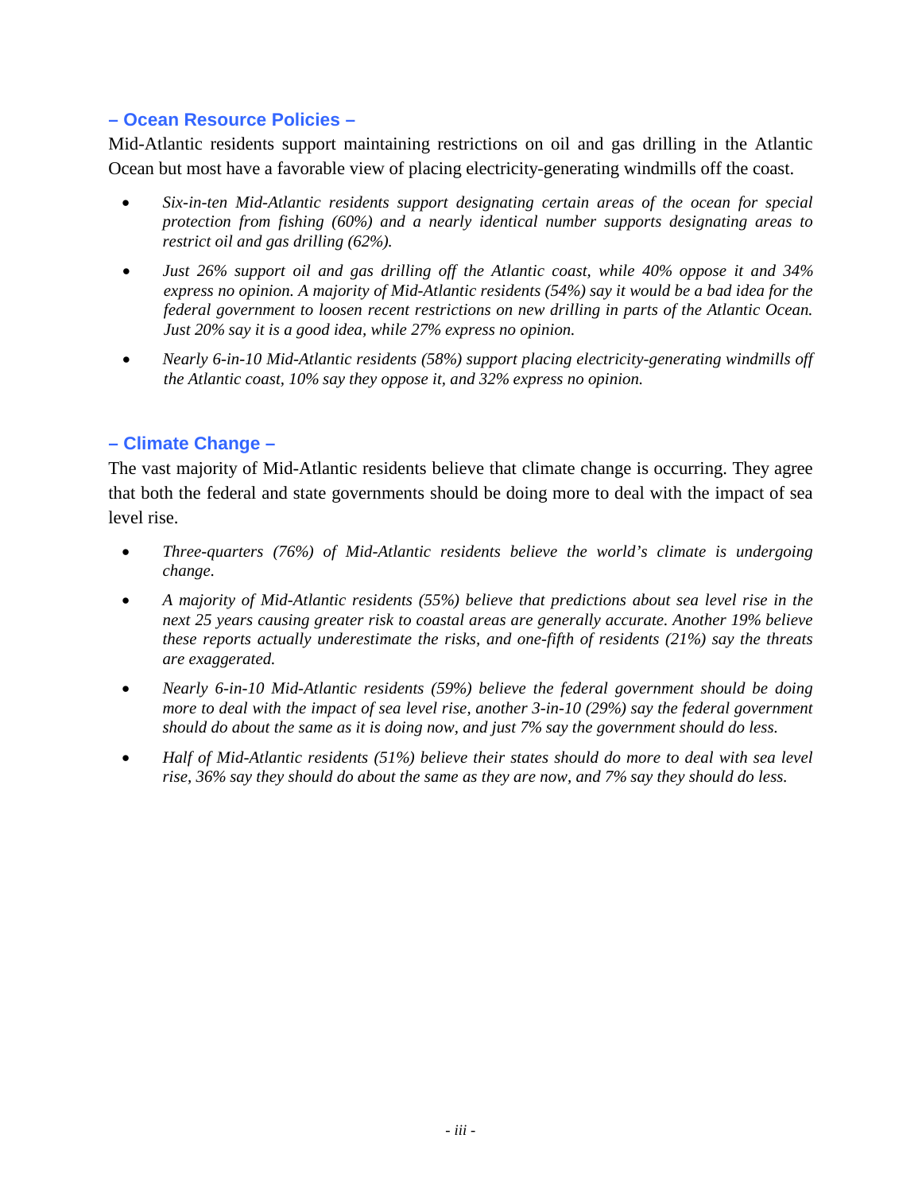## – Ocean Resource Policies –

Mid-Atlantic residents support maintaining restrictions on oil and gas drilling in the Atlantic Ocean but most have a favorable view of placing electricity-generating windmills off the coast.

- *Six-in-ten Mid-Atlantic residents support designating certain areas of the ocean for special protection from fishing (60%) and a nearly identical number supports designating areas to restrict oil and gas drilling (62%).*
- *Just 26% support oil and gas drilling off the Atlantic coast, while 40% oppose it and 34% express no opinion. A majority of Mid-Atlantic residents (54%) say it would be a bad idea for the federal government to loosen recent restrictions on new drilling in parts of the Atlantic Ocean. Just 20% say it is a good idea, while 27% express no opinion.*
- *Nearly 6-in-10 Mid-Atlantic residents (58%) support placing electricity-generating windmills off the Atlantic coast, 10% say they oppose it, and 32% express no opinion.*

## – Climate Change –

The vast majority of Mid-Atlantic residents believe that climate change is occurring. They agree that both the federal and state governments should be doing more to deal with the impact of sea level rise.

- *Three-quarters (76%) of Mid-Atlantic residents believe the world's climate is undergoing change.*
- *A majority of Mid-Atlantic residents (55%) believe that predictions about sea level rise in the next 25 years causing greater risk to coastal areas are generally accurate. Another 19% believe these reports actually underestimate the risks, and one-fifth of residents (21%) say the threats are exaggerated.*
- *Nearly 6-in-10 Mid-Atlantic residents (59%) believe the federal government should be doing more to deal with the impact of sea level rise, another 3-in-10 (29%) say the federal government should do about the same as it is doing now, and just 7% say the government should do less.*
- *Half of Mid-Atlantic residents (51%) believe their states should do more to deal with sea level rise, 36% say they should do about the same as they are now, and 7% say they should do less.*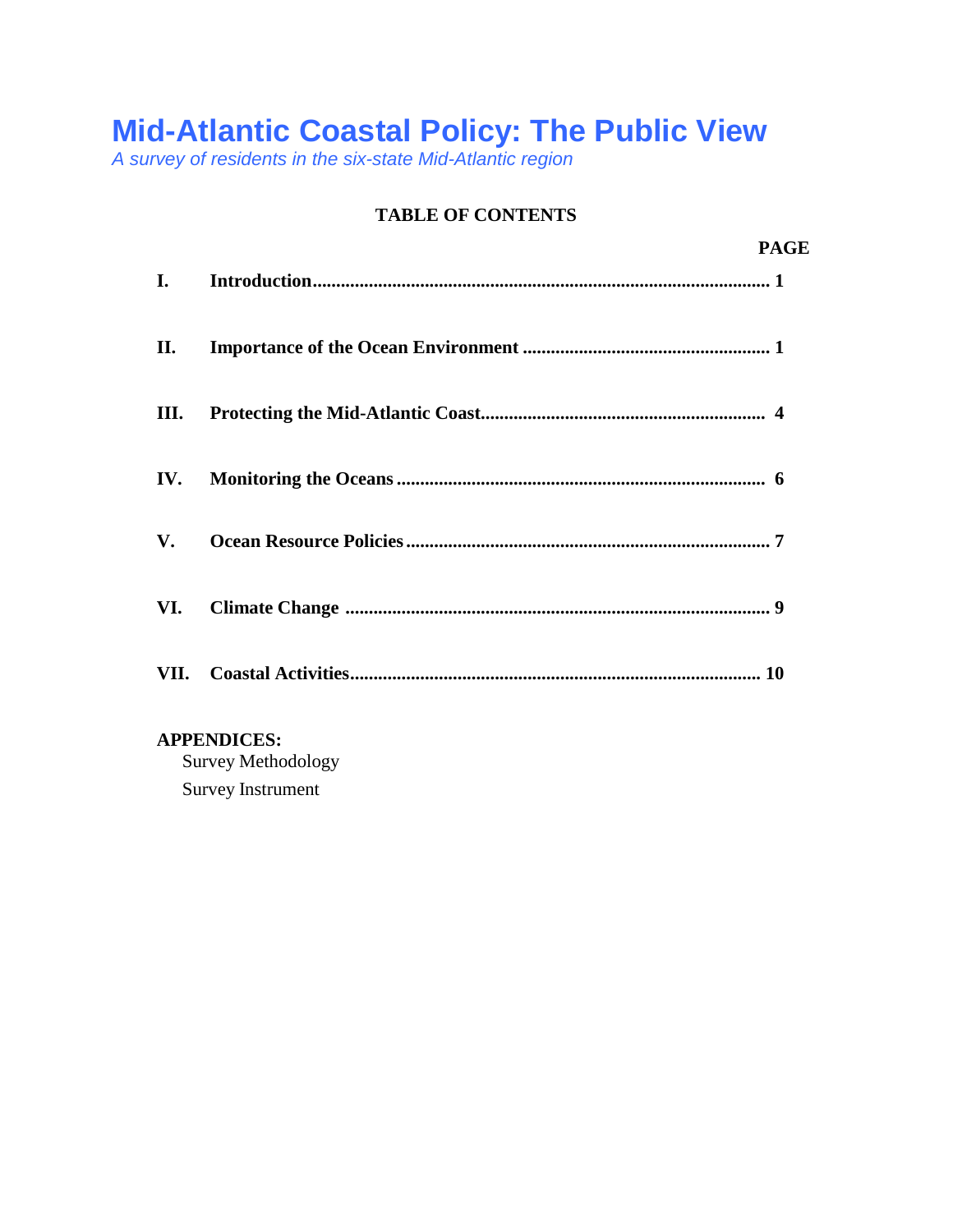# Mid-Atlantic Coastal Policy: The Public View

*A survey of residents in the six-state Mid-Atlantic region*

**TABLE OF CONTENTS**

| | | PAGE |
|---|---|---|
| **I.** | **Introduction** | **1** |
| **II.** | **Importance of the Ocean Environment** | **1** |
| **III.** | **Protecting the Mid-Atlantic Coast** | **4** |
| **IV.** | **Monitoring the Oceans** | **6** |
| **V.** | **Ocean Resource Policies** | **7** |
| **VI.** | **Climate Change** | **9** |
| **VII.** | **Coastal Activities** | **10** |

**APPENDICES:**

Survey Methodology

Survey Instrument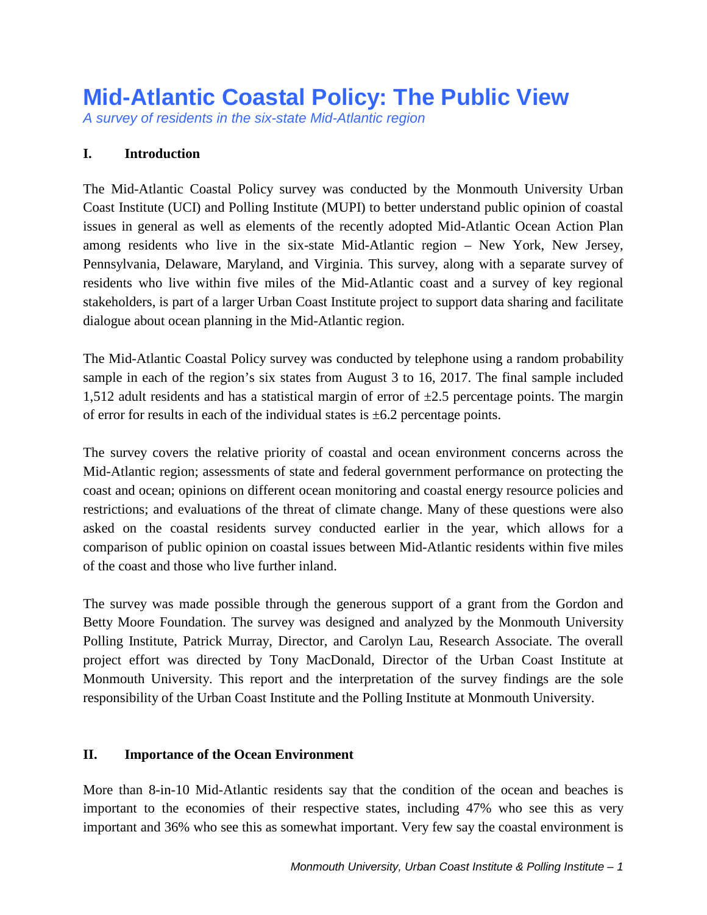# Mid-Atlantic Coastal Policy: The Public View

*A survey of residents in the six-state Mid-Atlantic region*

## I. Introduction

The Mid-Atlantic Coastal Policy survey was conducted by the Monmouth University Urban Coast Institute (UCI) and Polling Institute (MUPI) to better understand public opinion of coastal issues in general as well as elements of the recently adopted Mid-Atlantic Ocean Action Plan among residents who live in the six-state Mid-Atlantic region – New York, New Jersey, Pennsylvania, Delaware, Maryland, and Virginia. This survey, along with a separate survey of residents who live within five miles of the Mid-Atlantic coast and a survey of key regional stakeholders, is part of a larger Urban Coast Institute project to support data sharing and facilitate dialogue about ocean planning in the Mid-Atlantic region.

The Mid-Atlantic Coastal Policy survey was conducted by telephone using a random probability sample in each of the region's six states from August 3 to 16, 2017. The final sample included 1,512 adult residents and has a statistical margin of error of ±2.5 percentage points. The margin of error for results in each of the individual states is ±6.2 percentage points.

The survey covers the relative priority of coastal and ocean environment concerns across the Mid-Atlantic region; assessments of state and federal government performance on protecting the coast and ocean; opinions on different ocean monitoring and coastal energy resource policies and restrictions; and evaluations of the threat of climate change. Many of these questions were also asked on the coastal residents survey conducted earlier in the year, which allows for a comparison of public opinion on coastal issues between Mid-Atlantic residents within five miles of the coast and those who live further inland.

The survey was made possible through the generous support of a grant from the Gordon and Betty Moore Foundation. The survey was designed and analyzed by the Monmouth University Polling Institute, Patrick Murray, Director, and Carolyn Lau, Research Associate. The overall project effort was directed by Tony MacDonald, Director of the Urban Coast Institute at Monmouth University. This report and the interpretation of the survey findings are the sole responsibility of the Urban Coast Institute and the Polling Institute at Monmouth University.

## II. Importance of the Ocean Environment

More than 8-in-10 Mid-Atlantic residents say that the condition of the ocean and beaches is important to the economies of their respective states, including 47% who see this as very important and 36% who see this as somewhat important. Very few say the coastal environment is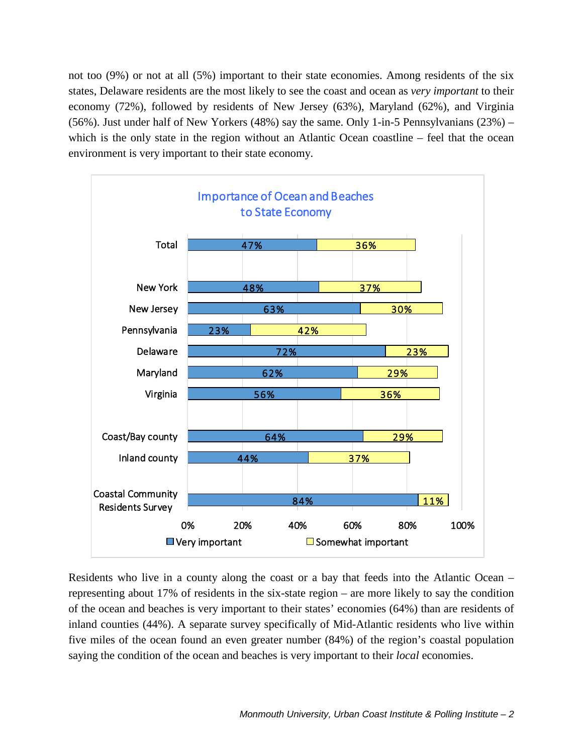not too (9%) or not at all (5%) important to their state economies. Among residents of the six states, Delaware residents are the most likely to see the coast and ocean as *very important* to their economy (72%), followed by residents of New Jersey (63%), Maryland (62%), and Virginia (56%). Just under half of New Yorkers (48%) say the same. Only 1-in-5 Pennsylvanians (23%) – which is the only state in the region without an Atlantic Ocean coastline – feel that the ocean environment is very important to their state economy.

**Importance of Ocean and Beaches to State Economy**

| | Very important | Somewhat important |
|---|---|---|
| Total | 47% | 36% |
| New York | 48% | 37% |
| New Jersey | 63% | 30% |
| Pennsylvania | 23% | 42% |
| Delaware | 72% | 23% |
| Maryland | 62% | 29% |
| Virginia | 56% | 36% |
| Coast/Bay county | 64% | 29% |
| Inland county | 44% | 37% |
| Coastal Community Residents Survey | 84% | 11% |

Residents who live in a county along the coast or a bay that feeds into the Atlantic Ocean – representing about 17% of residents in the six-state region – are more likely to say the condition of the ocean and beaches is very important to their states' economies (64%) than are residents of inland counties (44%). A separate survey specifically of Mid-Atlantic residents who live within five miles of the ocean found an even greater number (84%) of the region's coastal population saying the condition of the ocean and beaches is very important to their *local* economies.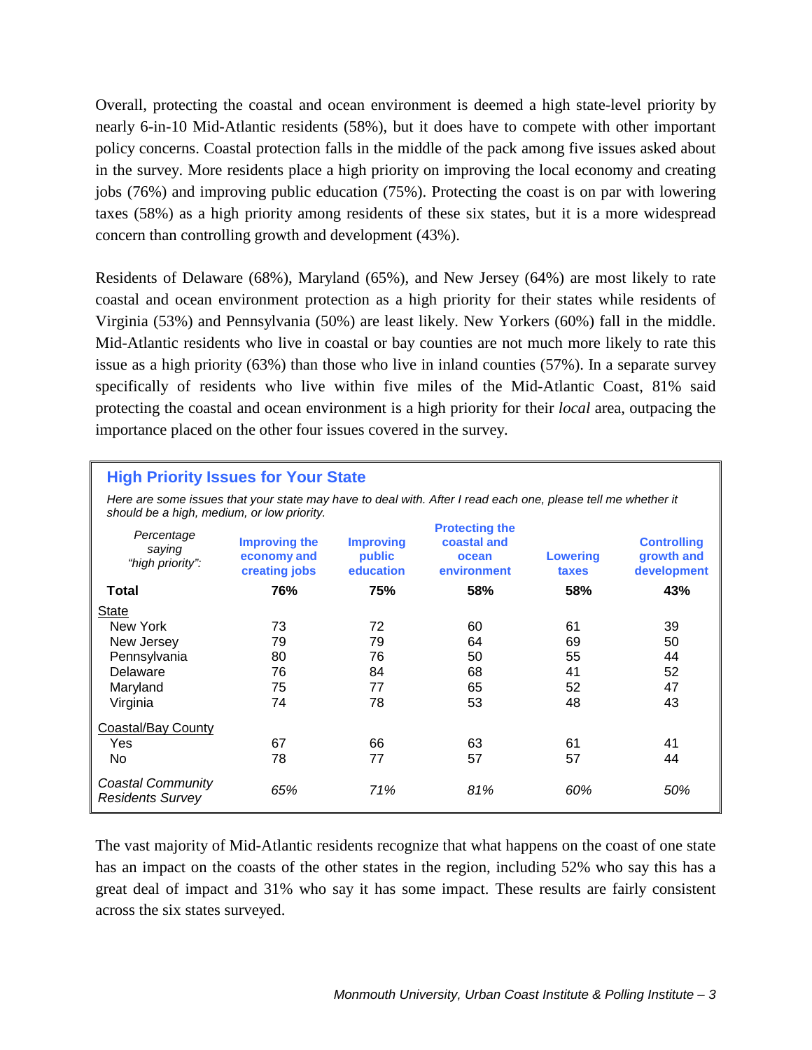Overall, protecting the coastal and ocean environment is deemed a high state-level priority by nearly 6-in-10 Mid-Atlantic residents (58%), but it does have to compete with other important policy concerns. Coastal protection falls in the middle of the pack among five issues asked about in the survey. More residents place a high priority on improving the local economy and creating jobs (76%) and improving public education (75%). Protecting the coast is on par with lowering taxes (58%) as a high priority among residents of these six states, but it is a more widespread concern than controlling growth and development (43%).

Residents of Delaware (68%), Maryland (65%), and New Jersey (64%) are most likely to rate coastal and ocean environment protection as a high priority for their states while residents of Virginia (53%) and Pennsylvania (50%) are least likely. New Yorkers (60%) fall in the middle. Mid-Atlantic residents who live in coastal or bay counties are not much more likely to rate this issue as a high priority (63%) than those who live in inland counties (57%). In a separate survey specifically of residents who live within five miles of the Mid-Atlantic Coast, 81% said protecting the coastal and ocean environment is a high priority for their *local* area, outpacing the importance placed on the other four issues covered in the survey.

### High Priority Issues for Your State

*Here are some issues that your state may have to deal with. After I read each one, please tell me whether it should be a high, medium, or low priority.*

| *Percentage saying "high priority":* | Improving the economy and creating jobs | Improving public education | Protecting the coastal and ocean environment | Lowering taxes | Controlling growth and development |
|---|---|---|---|---|---|
| **Total** | **76%** | **75%** | **58%** | **58%** | **43%** |
| State | | | | | |
| New York | 73 | 72 | 60 | 61 | 39 |
| New Jersey | 79 | 79 | 64 | 69 | 50 |
| Pennsylvania | 80 | 76 | 50 | 55 | 44 |
| Delaware | 76 | 84 | 68 | 41 | 52 |
| Maryland | 75 | 77 | 65 | 52 | 47 |
| Virginia | 74 | 78 | 53 | 48 | 43 |
| Coastal/Bay County | | | | | |
| Yes | 67 | 66 | 63 | 61 | 41 |
| No | 78 | 77 | 57 | 57 | 44 |
| *Coastal Community Residents Survey* | *65%* | *71%* | *81%* | *60%* | *50%* |

The vast majority of Mid-Atlantic residents recognize that what happens on the coast of one state has an impact on the coasts of the other states in the region, including 52% who say this has a great deal of impact and 31% who say it has some impact. These results are fairly consistent across the six states surveyed.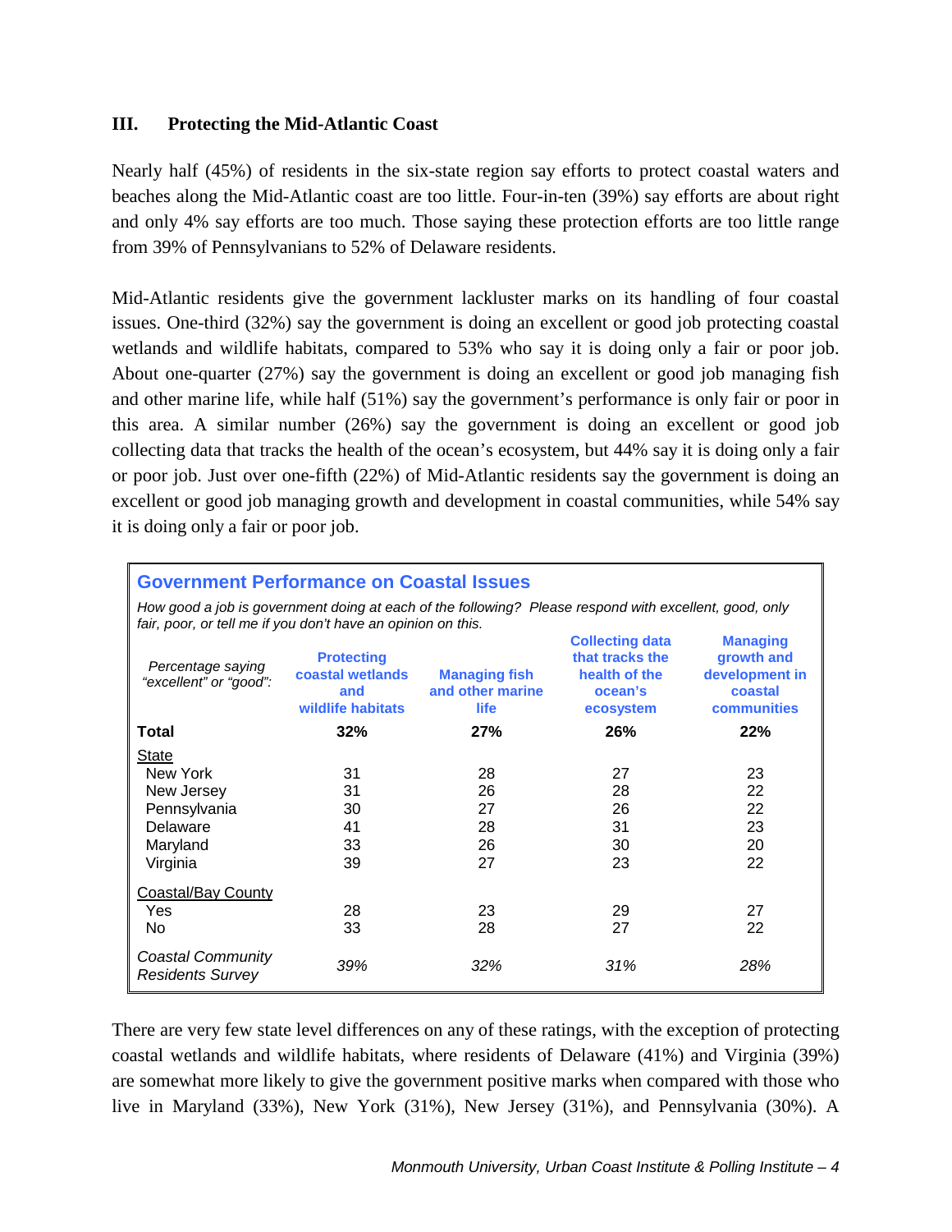## III. Protecting the Mid-Atlantic Coast

Nearly half (45%) of residents in the six-state region say efforts to protect coastal waters and beaches along the Mid-Atlantic coast are too little. Four-in-ten (39%) say efforts are about right and only 4% say efforts are too much. Those saying these protection efforts are too little range from 39% of Pennsylvanians to 52% of Delaware residents.

Mid-Atlantic residents give the government lackluster marks on its handling of four coastal issues. One-third (32%) say the government is doing an excellent or good job protecting coastal wetlands and wildlife habitats, compared to 53% who say it is doing only a fair or poor job. About one-quarter (27%) say the government is doing an excellent or good job managing fish and other marine life, while half (51%) say the government's performance is only fair or poor in this area. A similar number (26%) say the government is doing an excellent or good job collecting data that tracks the health of the ocean's ecosystem, but 44% say it is doing only a fair or poor job. Just over one-fifth (22%) of Mid-Atlantic residents say the government is doing an excellent or good job managing growth and development in coastal communities, while 54% say it is doing only a fair or poor job.

**Government Performance on Coastal Issues**

*How good a job is government doing at each of the following? Please respond with excellent, good, only fair, poor, or tell me if you don't have an opinion on this.*

| *Percentage saying "excellent" or "good":* | Protecting coastal wetlands and wildlife habitats | Managing fish and other marine life | Collecting data that tracks the health of the ocean's ecosystem | Managing growth and development in coastal communities |
|---|---|---|---|---|
| **Total** | **32%** | **27%** | **26%** | **22%** |
| State | | | | |
| New York | 31 | 28 | 27 | 23 |
| New Jersey | 31 | 26 | 28 | 22 |
| Pennsylvania | 30 | 27 | 26 | 22 |
| Delaware | 41 | 28 | 31 | 23 |
| Maryland | 33 | 26 | 30 | 20 |
| Virginia | 39 | 27 | 23 | 22 |
| Coastal/Bay County | | | | |
| Yes | 28 | 23 | 29 | 27 |
| No | 33 | 28 | 27 | 22 |
| *Coastal Community Residents Survey* | *39%* | *32%* | *31%* | *28%* |

There are very few state level differences on any of these ratings, with the exception of protecting coastal wetlands and wildlife habitats, where residents of Delaware (41%) and Virginia (39%) are somewhat more likely to give the government positive marks when compared with those who live in Maryland (33%), New York (31%), New Jersey (31%), and Pennsylvania (30%). A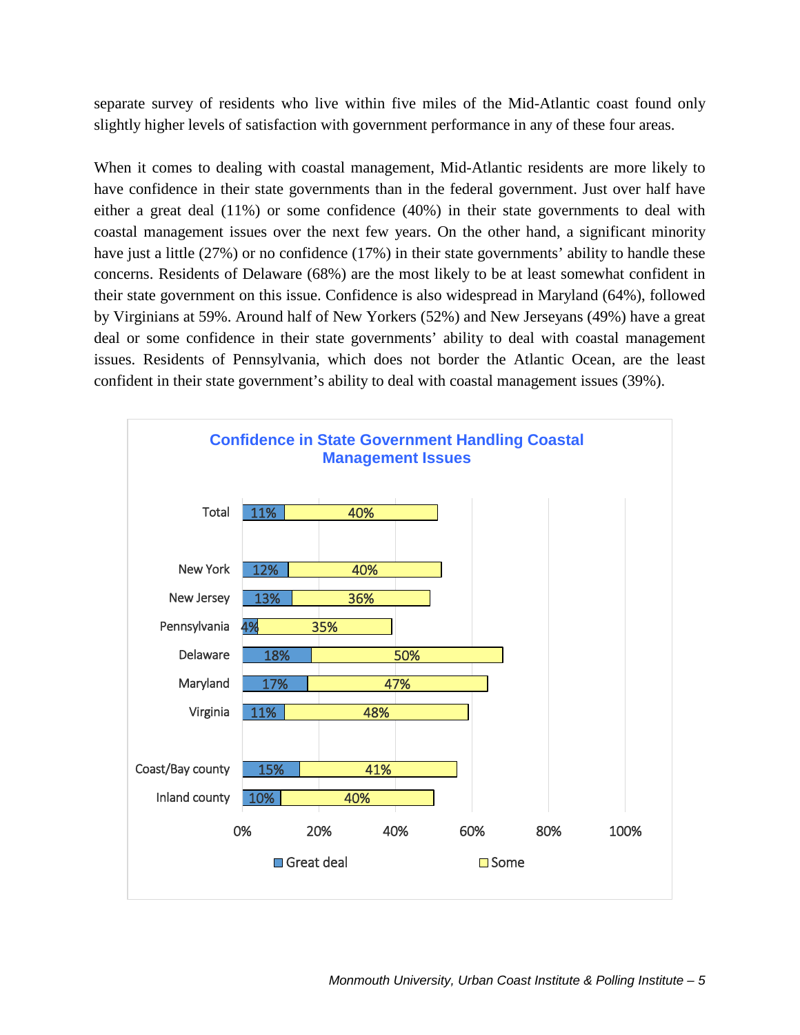separate survey of residents who live within five miles of the Mid-Atlantic coast found only slightly higher levels of satisfaction with government performance in any of these four areas.

When it comes to dealing with coastal management, Mid-Atlantic residents are more likely to have confidence in their state governments than in the federal government. Just over half have either a great deal (11%) or some confidence (40%) in their state governments to deal with coastal management issues over the next few years. On the other hand, a significant minority have just a little (27%) or no confidence (17%) in their state governments' ability to handle these concerns. Residents of Delaware (68%) are the most likely to be at least somewhat confident in their state government on this issue. Confidence is also widespread in Maryland (64%), followed by Virginians at 59%. Around half of New Yorkers (52%) and New Jerseyans (49%) have a great deal or some confidence in their state governments' ability to deal with coastal management issues. Residents of Pennsylvania, which does not border the Atlantic Ocean, are the least confident in their state government's ability to deal with coastal management issues (39%).

**Confidence in State Government Handling Coastal Management Issues**

| | Great deal | Some |
|---|---|---|
| Total | 11% | 40% |
| New York | 12% | 40% |
| New Jersey | 13% | 36% |
| Pennsylvania | 4% | 35% |
| Delaware | 18% | 50% |
| Maryland | 17% | 47% |
| Virginia | 11% | 48% |
| Coast/Bay county | 15% | 41% |
| Inland county | 10% | 40% |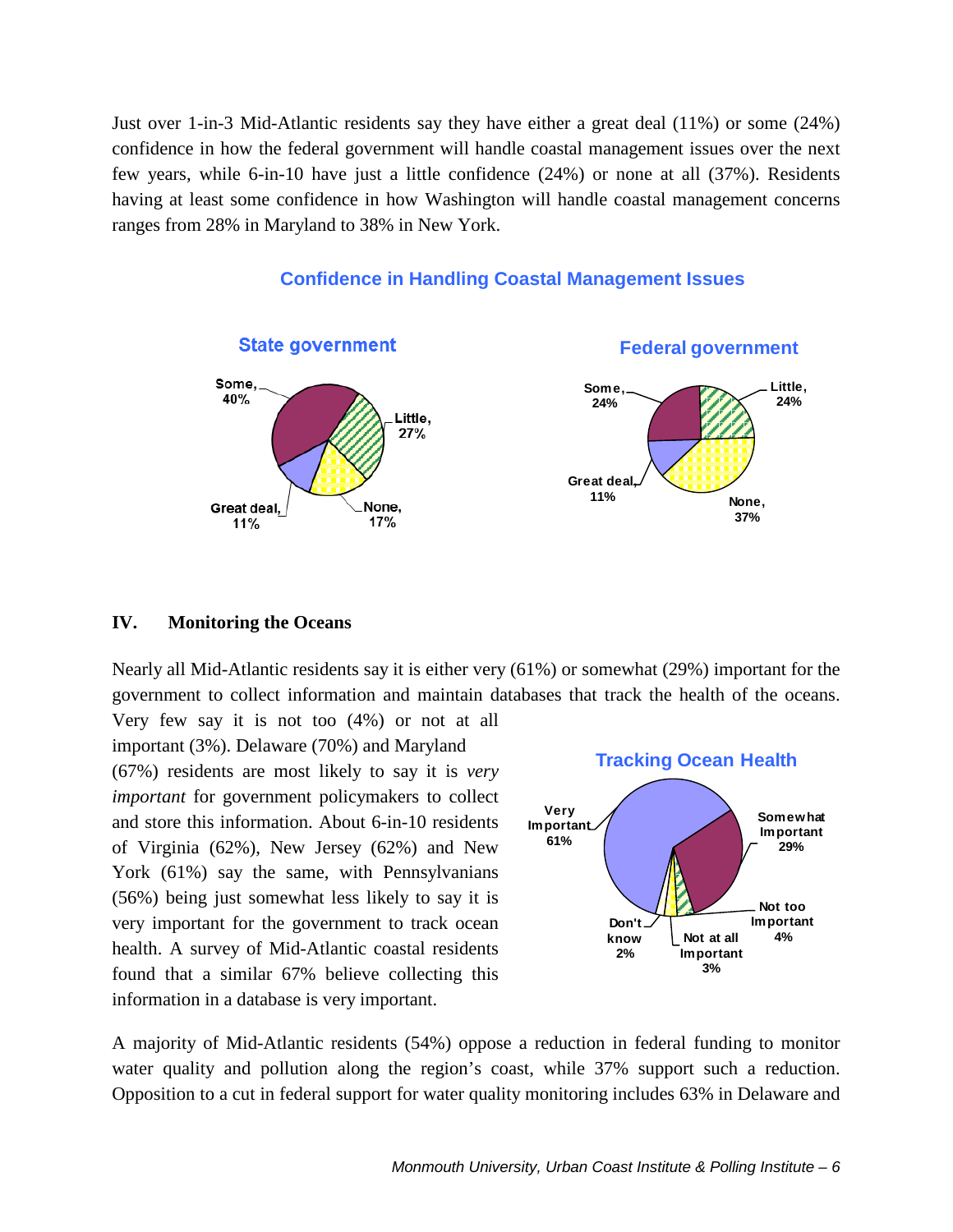Just over 1-in-3 Mid-Atlantic residents say they have either a great deal (11%) or some (24%) confidence in how the federal government will handle coastal management issues over the next few years, while 6-in-10 have just a little confidence (24%) or none at all (37%). Residents having at least some confidence in how Washington will handle coastal management concerns ranges from 28% in Maryland to 38% in New York.

**Confidence in Handling Coastal Management Issues**

**State government**

Some, 40%
Little, 27%
None, 17%
Great deal, 11%

**Federal government**

Some, 24%
Little, 24%
None, 37%
Great deal, 11%

## IV. Monitoring the Oceans

Nearly all Mid-Atlantic residents say it is either very (61%) or somewhat (29%) important for the government to collect information and maintain databases that track the health of the oceans. Very few say it is not too (4%) or not at all important (3%). Delaware (70%) and Maryland (67%) residents are most likely to say it is *very important* for government policymakers to collect and store this information. About 6-in-10 residents of Virginia (62%), New Jersey (62%) and New York (61%) say the same, with Pennsylvanians (56%) being just somewhat less likely to say it is very important for the government to track ocean health. A survey of Mid-Atlantic coastal residents found that a similar 67% believe collecting this information in a database is very important.

**Tracking Ocean Health**

Very Important 61%
Somewhat Important 29%
Not too Important 4%
Not at all Important 3%
Don't know 2%

A majority of Mid-Atlantic residents (54%) oppose a reduction in federal funding to monitor water quality and pollution along the region's coast, while 37% support such a reduction. Opposition to a cut in federal support for water quality monitoring includes 63% in Delaware and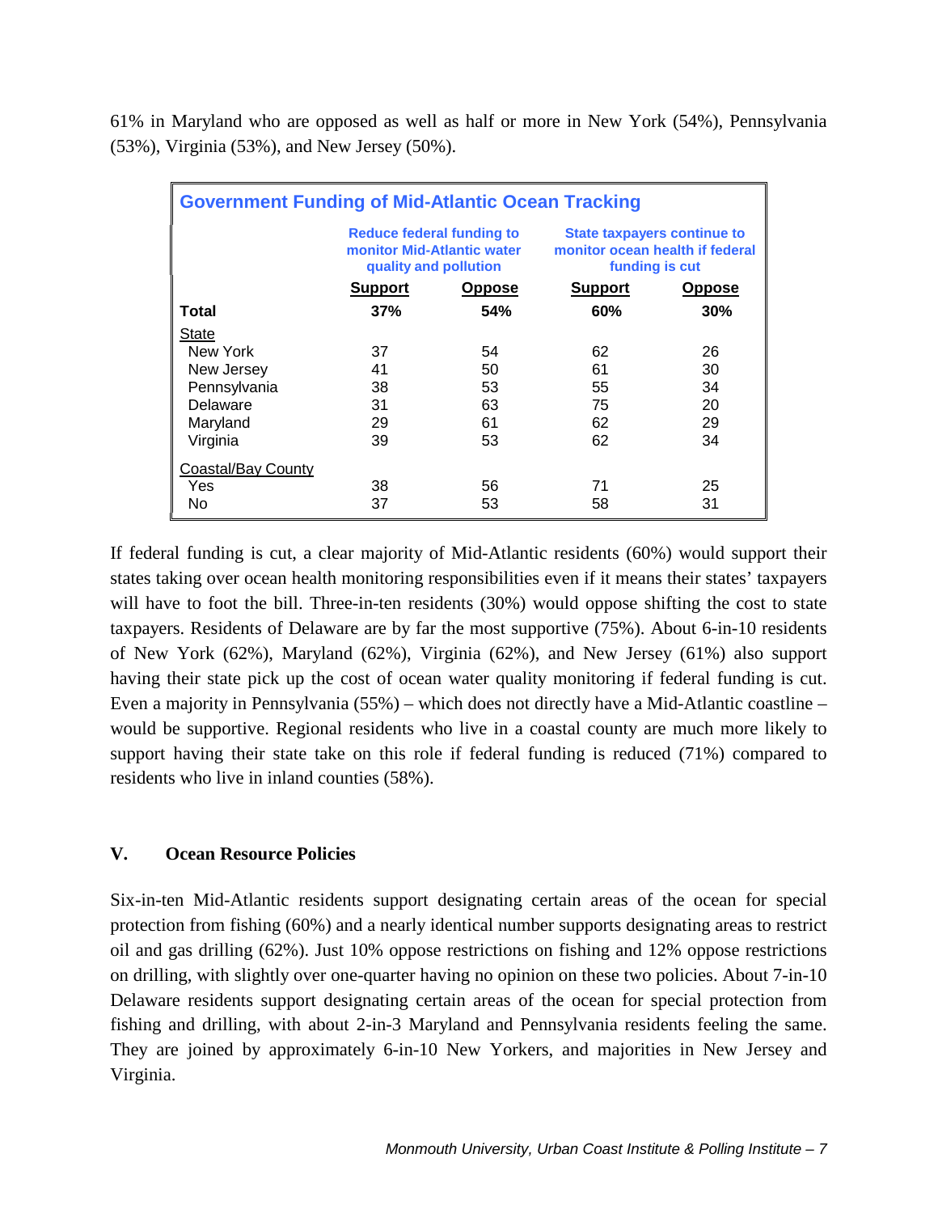61% in Maryland who are opposed as well as half or more in New York (54%), Pennsylvania (53%), Virginia (53%), and New Jersey (50%).

**Government Funding of Mid-Atlantic Ocean Tracking**

| | Reduce federal funding to monitor Mid-Atlantic water quality and pollution | | State taxpayers continue to monitor ocean health if federal funding is cut | |
|---|---|---|---|---|
| | Support | Oppose | Support | Oppose |
| **Total** | **37%** | **54%** | **60%** | **30%** |
| State | | | | |
| New York | 37 | 54 | 62 | 26 |
| New Jersey | 41 | 50 | 61 | 30 |
| Pennsylvania | 38 | 53 | 55 | 34 |
| Delaware | 31 | 63 | 75 | 20 |
| Maryland | 29 | 61 | 62 | 29 |
| Virginia | 39 | 53 | 62 | 34 |
| Coastal/Bay County | | | | |
| Yes | 38 | 56 | 71 | 25 |
| No | 37 | 53 | 58 | 31 |

If federal funding is cut, a clear majority of Mid-Atlantic residents (60%) would support their states taking over ocean health monitoring responsibilities even if it means their states' taxpayers will have to foot the bill. Three-in-ten residents (30%) would oppose shifting the cost to state taxpayers. Residents of Delaware are by far the most supportive (75%). About 6-in-10 residents of New York (62%), Maryland (62%), Virginia (62%), and New Jersey (61%) also support having their state pick up the cost of ocean water quality monitoring if federal funding is cut. Even a majority in Pennsylvania (55%) – which does not directly have a Mid-Atlantic coastline – would be supportive. Regional residents who live in a coastal county are much more likely to support having their state take on this role if federal funding is reduced (71%) compared to residents who live in inland counties (58%).

## V. Ocean Resource Policies

Six-in-ten Mid-Atlantic residents support designating certain areas of the ocean for special protection from fishing (60%) and a nearly identical number supports designating areas to restrict oil and gas drilling (62%). Just 10% oppose restrictions on fishing and 12% oppose restrictions on drilling, with slightly over one-quarter having no opinion on these two policies. About 7-in-10 Delaware residents support designating certain areas of the ocean for special protection from fishing and drilling, with about 2-in-3 Maryland and Pennsylvania residents feeling the same. They are joined by approximately 6-in-10 New Yorkers, and majorities in New Jersey and Virginia.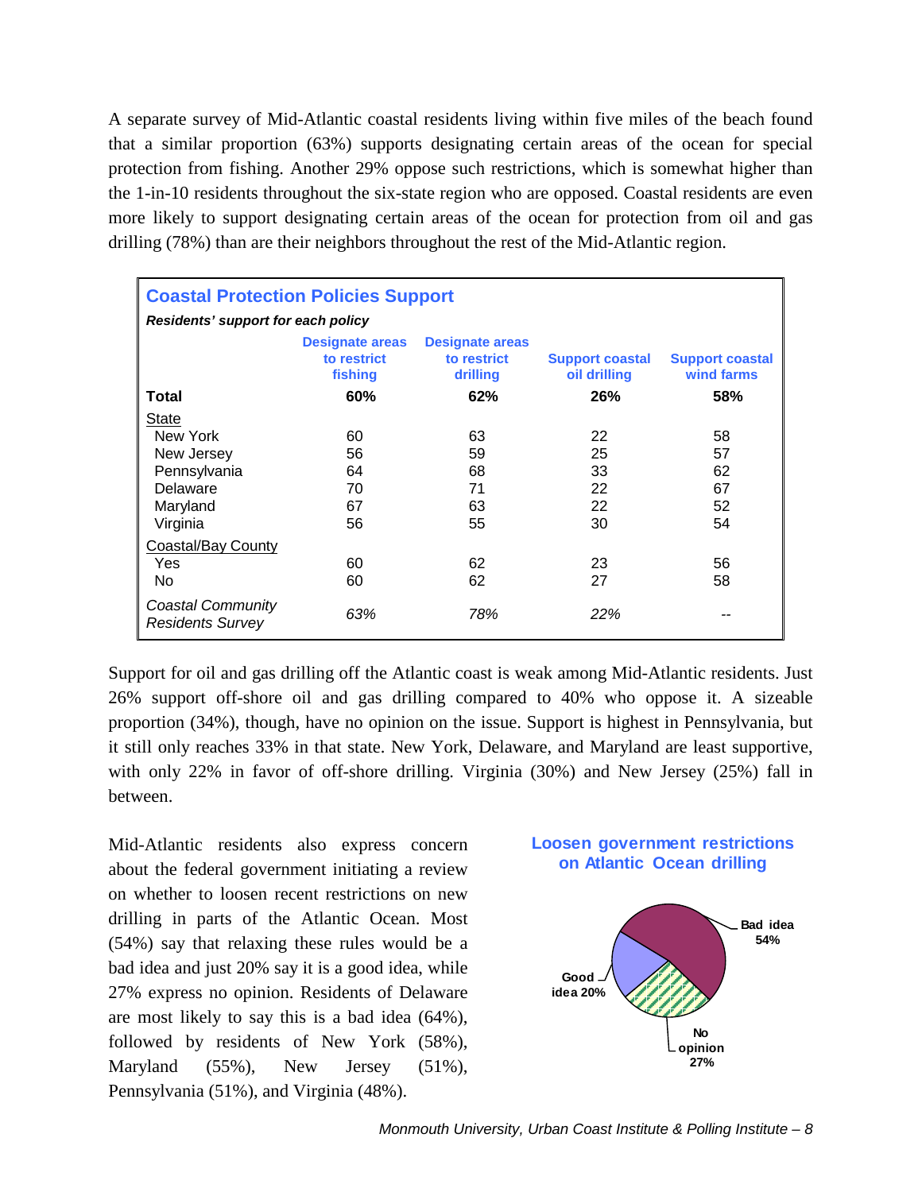A separate survey of Mid-Atlantic coastal residents living within five miles of the beach found that a similar proportion (63%) supports designating certain areas of the ocean for special protection from fishing. Another 29% oppose such restrictions, which is somewhat higher than the 1-in-10 residents throughout the six-state region who are opposed. Coastal residents are even more likely to support designating certain areas of the ocean for protection from oil and gas drilling (78%) than are their neighbors throughout the rest of the Mid-Atlantic region.

**Coastal Protection Policies Support**

***Residents' support for each policy***

| | Designate areas to restrict fishing | Designate areas to restrict drilling | Support coastal oil drilling | Support coastal wind farms |
|---|---|---|---|---|
| **Total** | **60%** | **62%** | **26%** | **58%** |
| State | | | | |
| New York | 60 | 63 | 22 | 58 |
| New Jersey | 56 | 59 | 25 | 57 |
| Pennsylvania | 64 | 68 | 33 | 62 |
| Delaware | 70 | 71 | 22 | 67 |
| Maryland | 67 | 63 | 22 | 52 |
| Virginia | 56 | 55 | 30 | 54 |
| Coastal/Bay County | | | | |
| Yes | 60 | 62 | 23 | 56 |
| No | 60 | 62 | 27 | 58 |
| *Coastal Community Residents Survey* | *63%* | *78%* | *22%* | -- |

Support for oil and gas drilling off the Atlantic coast is weak among Mid-Atlantic residents. Just 26% support off-shore oil and gas drilling compared to 40% who oppose it. A sizeable proportion (34%), though, have no opinion on the issue. Support is highest in Pennsylvania, but it still only reaches 33% in that state. New York, Delaware, and Maryland are least supportive, with only 22% in favor of off-shore drilling. Virginia (30%) and New Jersey (25%) fall in between.

Mid-Atlantic residents also express concern about the federal government initiating a review on whether to loosen recent restrictions on new drilling in parts of the Atlantic Ocean. Most (54%) say that relaxing these rules would be a bad idea and just 20% say it is a good idea, while 27% express no opinion. Residents of Delaware are most likely to say this is a bad idea (64%), followed by residents of New York (58%), Maryland (55%), New Jersey (51%), Pennsylvania (51%), and Virginia (48%).

**Loosen government restrictions on Atlantic Ocean drilling**

- Bad idea 54%
- Good idea 20%
- No opinion 27%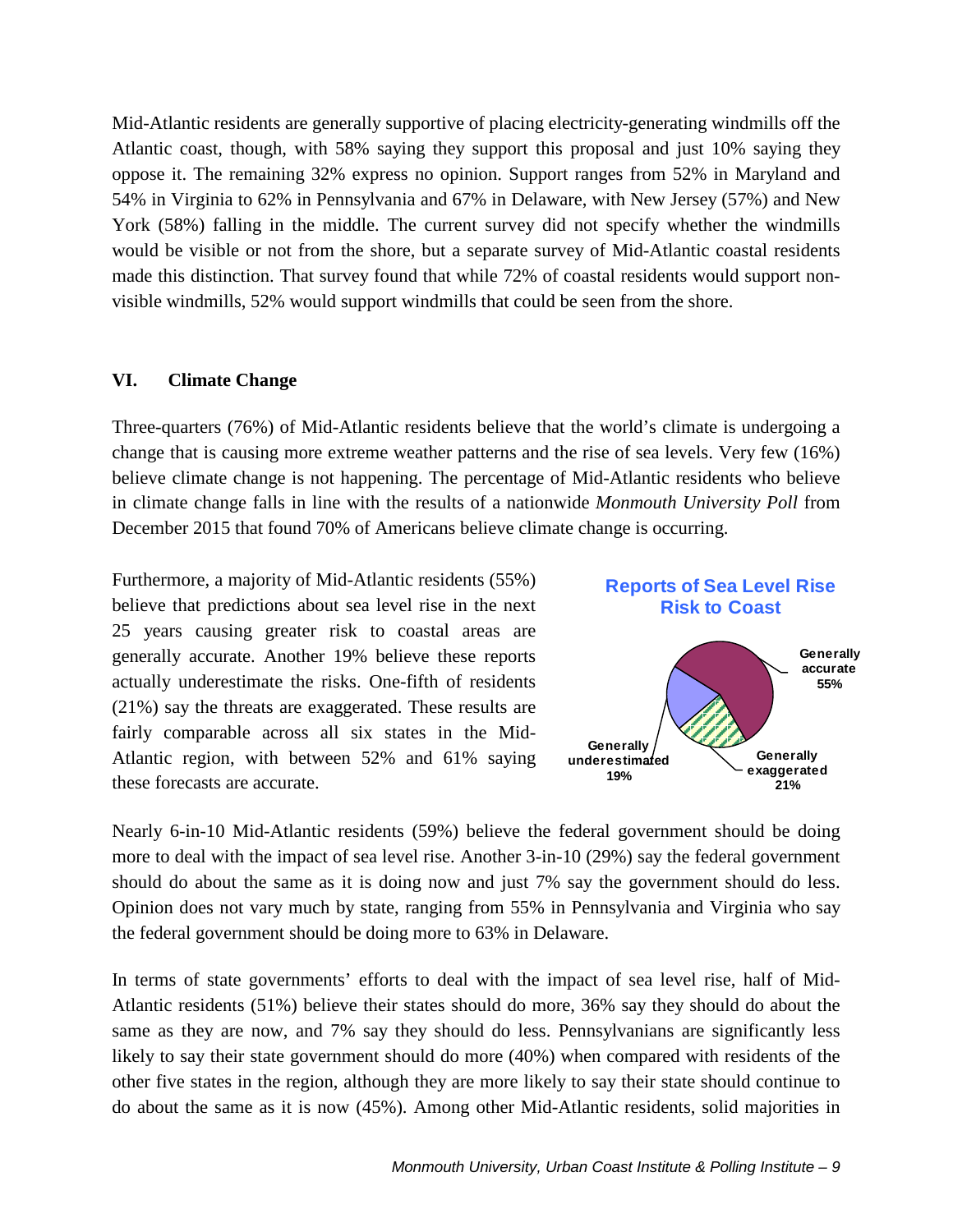Mid-Atlantic residents are generally supportive of placing electricity-generating windmills off the Atlantic coast, though, with 58% saying they support this proposal and just 10% saying they oppose it. The remaining 32% express no opinion. Support ranges from 52% in Maryland and 54% in Virginia to 62% in Pennsylvania and 67% in Delaware, with New Jersey (57%) and New York (58%) falling in the middle. The current survey did not specify whether the windmills would be visible or not from the shore, but a separate survey of Mid-Atlantic coastal residents made this distinction. That survey found that while 72% of coastal residents would support non-visible windmills, 52% would support windmills that could be seen from the shore.

## VI. Climate Change

Three-quarters (76%) of Mid-Atlantic residents believe that the world's climate is undergoing a change that is causing more extreme weather patterns and the rise of sea levels. Very few (16%) believe climate change is not happening. The percentage of Mid-Atlantic residents who believe in climate change falls in line with the results of a nationwide *Monmouth University Poll* from December 2015 that found 70% of Americans believe climate change is occurring.

Furthermore, a majority of Mid-Atlantic residents (55%) believe that predictions about sea level rise in the next 25 years causing greater risk to coastal areas are generally accurate. Another 19% believe these reports actually underestimate the risks. One-fifth of residents (21%) say the threats are exaggerated. These results are fairly comparable across all six states in the Mid-Atlantic region, with between 52% and 61% saying these forecasts are accurate.

**Reports of Sea Level Rise Risk to Coast**

| Response | Percent |
|---|---|
| Generally accurate | 55% |
| Generally exaggerated | 21% |
| Generally underestimated | 19% |

Nearly 6-in-10 Mid-Atlantic residents (59%) believe the federal government should be doing more to deal with the impact of sea level rise. Another 3-in-10 (29%) say the federal government should do about the same as it is doing now and just 7% say the government should do less. Opinion does not vary much by state, ranging from 55% in Pennsylvania and Virginia who say the federal government should be doing more to 63% in Delaware.

In terms of state governments' efforts to deal with the impact of sea level rise, half of Mid-Atlantic residents (51%) believe their states should do more, 36% say they should do about the same as they are now, and 7% say they should do less. Pennsylvanians are significantly less likely to say their state government should do more (40%) when compared with residents of the other five states in the region, although they are more likely to say their state should continue to do about the same as it is now (45%). Among other Mid-Atlantic residents, solid majorities in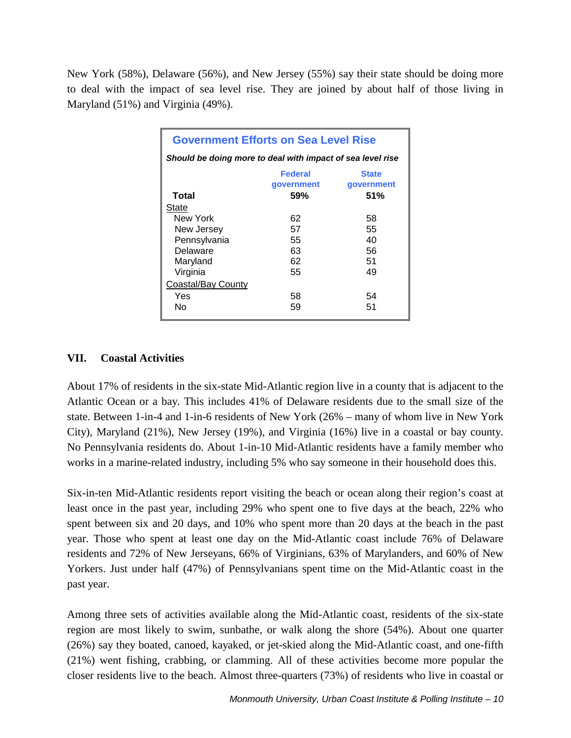New York (58%), Delaware (56%), and New Jersey (55%) say their state should be doing more to deal with the impact of sea level rise. They are joined by about half of those living in Maryland (51%) and Virginia (49%).

**Government Efforts on Sea Level Rise**

***Should be doing more to deal with impact of sea level rise***

| | Federal government | State government |
|---|---|---|
| **Total** | **59%** | **51%** |
| State | | |
| New York | 62 | 58 |
| New Jersey | 57 | 55 |
| Pennsylvania | 55 | 40 |
| Delaware | 63 | 56 |
| Maryland | 62 | 51 |
| Virginia | 55 | 49 |
| Coastal/Bay County | | |
| Yes | 58 | 54 |
| No | 59 | 51 |

## VII. Coastal Activities

About 17% of residents in the six-state Mid-Atlantic region live in a county that is adjacent to the Atlantic Ocean or a bay. This includes 41% of Delaware residents due to the small size of the state. Between 1-in-4 and 1-in-6 residents of New York (26% – many of whom live in New York City), Maryland (21%), New Jersey (19%), and Virginia (16%) live in a coastal or bay county. No Pennsylvania residents do. About 1-in-10 Mid-Atlantic residents have a family member who works in a marine-related industry, including 5% who say someone in their household does this.

Six-in-ten Mid-Atlantic residents report visiting the beach or ocean along their region's coast at least once in the past year, including 29% who spent one to five days at the beach, 22% who spent between six and 20 days, and 10% who spent more than 20 days at the beach in the past year. Those who spent at least one day on the Mid-Atlantic coast include 76% of Delaware residents and 72% of New Jerseyans, 66% of Virginians, 63% of Marylanders, and 60% of New Yorkers. Just under half (47%) of Pennsylvanians spent time on the Mid-Atlantic coast in the past year.

Among three sets of activities available along the Mid-Atlantic coast, residents of the six-state region are most likely to swim, sunbathe, or walk along the shore (54%). About one quarter (26%) say they boated, canoed, kayaked, or jet-skied along the Mid-Atlantic coast, and one-fifth (21%) went fishing, crabbing, or clamming. All of these activities become more popular the closer residents live to the beach. Almost three-quarters (73%) of residents who live in coastal or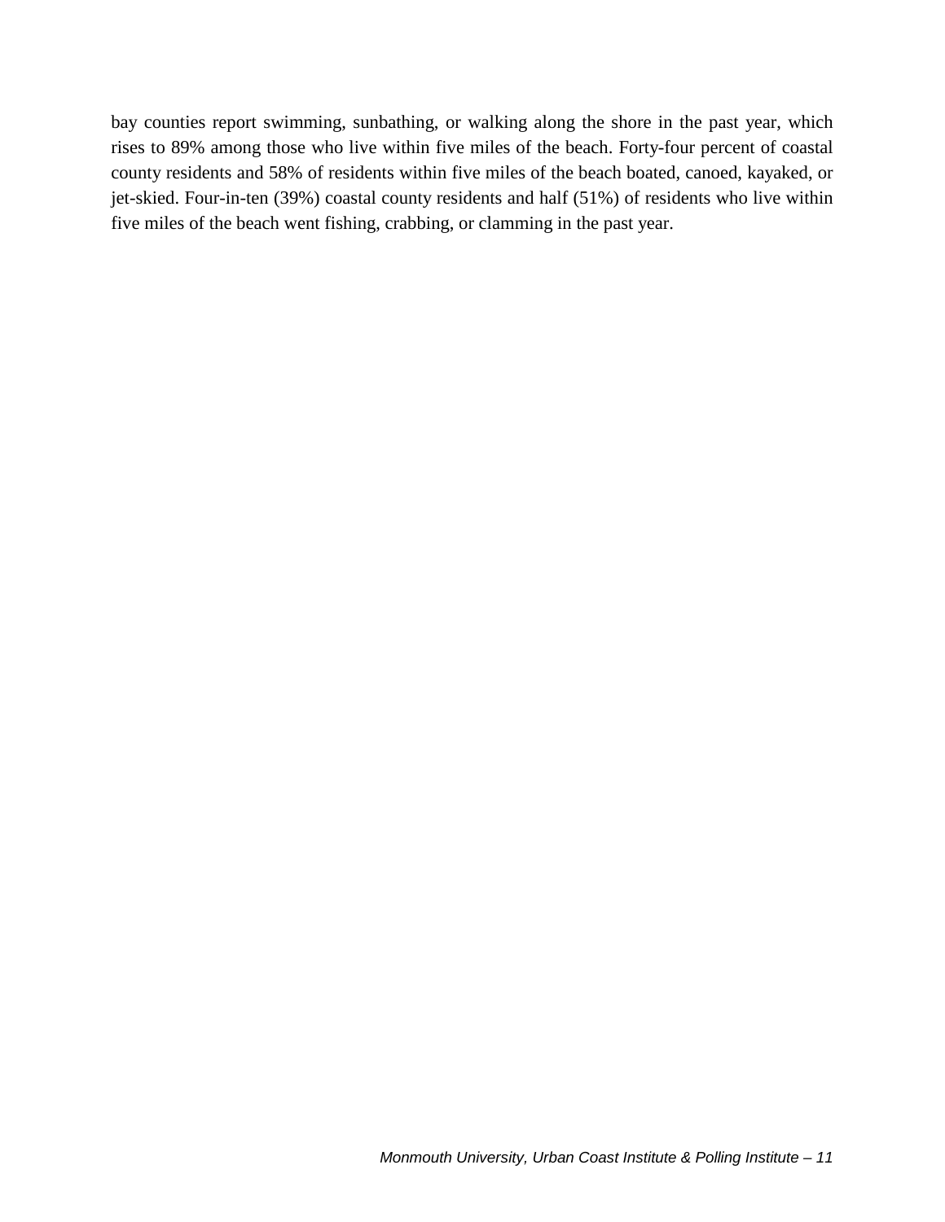bay counties report swimming, sunbathing, or walking along the shore in the past year, which rises to 89% among those who live within five miles of the beach. Forty-four percent of coastal county residents and 58% of residents within five miles of the beach boated, canoed, kayaked, or jet-skied. Four-in-ten (39%) coastal county residents and half (51%) of residents who live within five miles of the beach went fishing, crabbing, or clamming in the past year.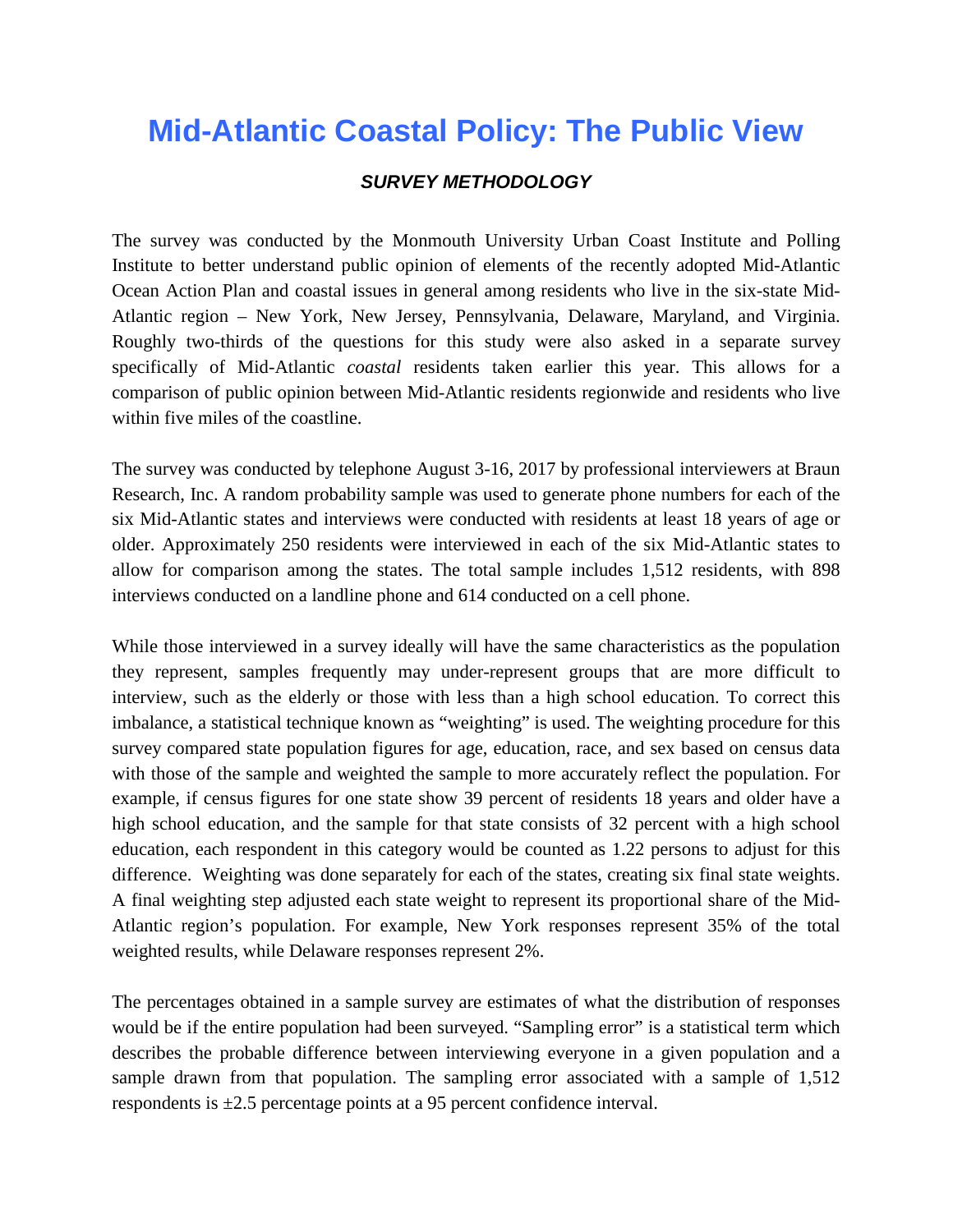# Mid-Atlantic Coastal Policy: The Public View

### *SURVEY METHODOLOGY*

The survey was conducted by the Monmouth University Urban Coast Institute and Polling Institute to better understand public opinion of elements of the recently adopted Mid-Atlantic Ocean Action Plan and coastal issues in general among residents who live in the six-state Mid-Atlantic region – New York, New Jersey, Pennsylvania, Delaware, Maryland, and Virginia. Roughly two-thirds of the questions for this study were also asked in a separate survey specifically of Mid-Atlantic *coastal* residents taken earlier this year. This allows for a comparison of public opinion between Mid-Atlantic residents regionwide and residents who live within five miles of the coastline.

The survey was conducted by telephone August 3-16, 2017 by professional interviewers at Braun Research, Inc. A random probability sample was used to generate phone numbers for each of the six Mid-Atlantic states and interviews were conducted with residents at least 18 years of age or older. Approximately 250 residents were interviewed in each of the six Mid-Atlantic states to allow for comparison among the states. The total sample includes 1,512 residents, with 898 interviews conducted on a landline phone and 614 conducted on a cell phone.

While those interviewed in a survey ideally will have the same characteristics as the population they represent, samples frequently may under-represent groups that are more difficult to interview, such as the elderly or those with less than a high school education. To correct this imbalance, a statistical technique known as "weighting" is used. The weighting procedure for this survey compared state population figures for age, education, race, and sex based on census data with those of the sample and weighted the sample to more accurately reflect the population. For example, if census figures for one state show 39 percent of residents 18 years and older have a high school education, and the sample for that state consists of 32 percent with a high school education, each respondent in this category would be counted as 1.22 persons to adjust for this difference. Weighting was done separately for each of the states, creating six final state weights. A final weighting step adjusted each state weight to represent its proportional share of the Mid-Atlantic region's population. For example, New York responses represent 35% of the total weighted results, while Delaware responses represent 2%.

The percentages obtained in a sample survey are estimates of what the distribution of responses would be if the entire population had been surveyed. "Sampling error" is a statistical term which describes the probable difference between interviewing everyone in a given population and a sample drawn from that population. The sampling error associated with a sample of 1,512 respondents is ±2.5 percentage points at a 95 percent confidence interval.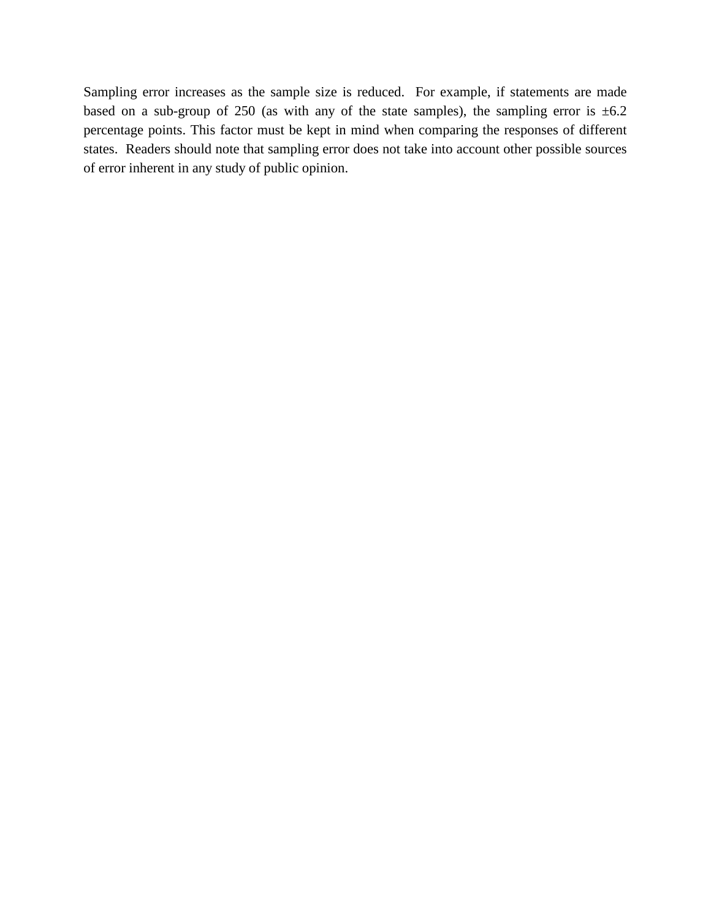Sampling error increases as the sample size is reduced. For example, if statements are made based on a sub-group of 250 (as with any of the state samples), the sampling error is ±6.2 percentage points. This factor must be kept in mind when comparing the responses of different states. Readers should note that sampling error does not take into account other possible sources of error inherent in any study of public opinion.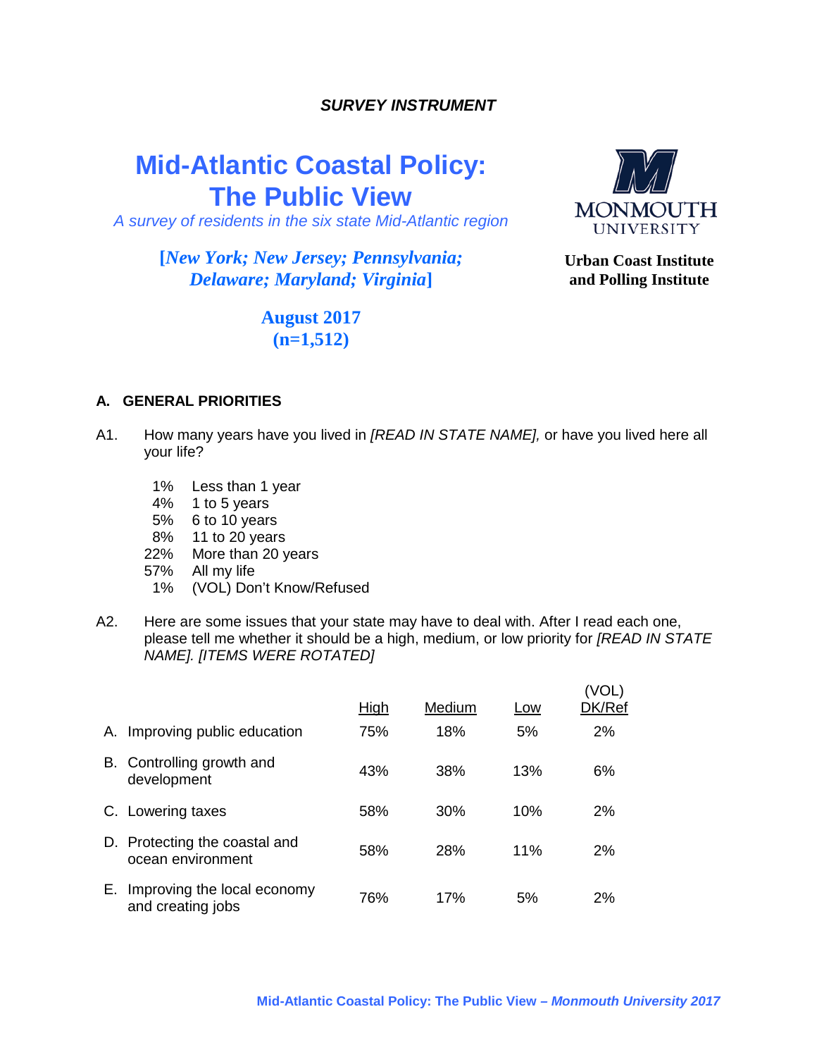*SURVEY INSTRUMENT*

# Mid-Atlantic Coastal Policy: The Public View

*A survey of residents in the six state Mid-Atlantic region*

**[*New York; New Jersey; Pennsylvania; Delaware; Maryland; Virginia*]**

**August 2017**
**(n=1,512)**

**Urban Coast Institute and Polling Institute**

## A. GENERAL PRIORITIES

A1. How many years have you lived in *[READ IN STATE NAME]*, or have you lived here all your life?

- 1% Less than 1 year
- 4% 1 to 5 years
- 5% 6 to 10 years
- 8% 11 to 20 years
- 22% More than 20 years
- 57% All my life
- 1% (VOL) Don't Know/Refused

A2. Here are some issues that your state may have to deal with. After I read each one, please tell me whether it should be a high, medium, or low priority for *[READ IN STATE NAME]. [ITEMS WERE ROTATED]*

| | High | Medium | Low | (VOL) DK/Ref |
|---|---|---|---|---|
| A. Improving public education | 75% | 18% | 5% | 2% |
| B. Controlling growth and development | 43% | 38% | 13% | 6% |
| C. Lowering taxes | 58% | 30% | 10% | 2% |
| D. Protecting the coastal and ocean environment | 58% | 28% | 11% | 2% |
| E. Improving the local economy and creating jobs | 76% | 17% | 5% | 2% |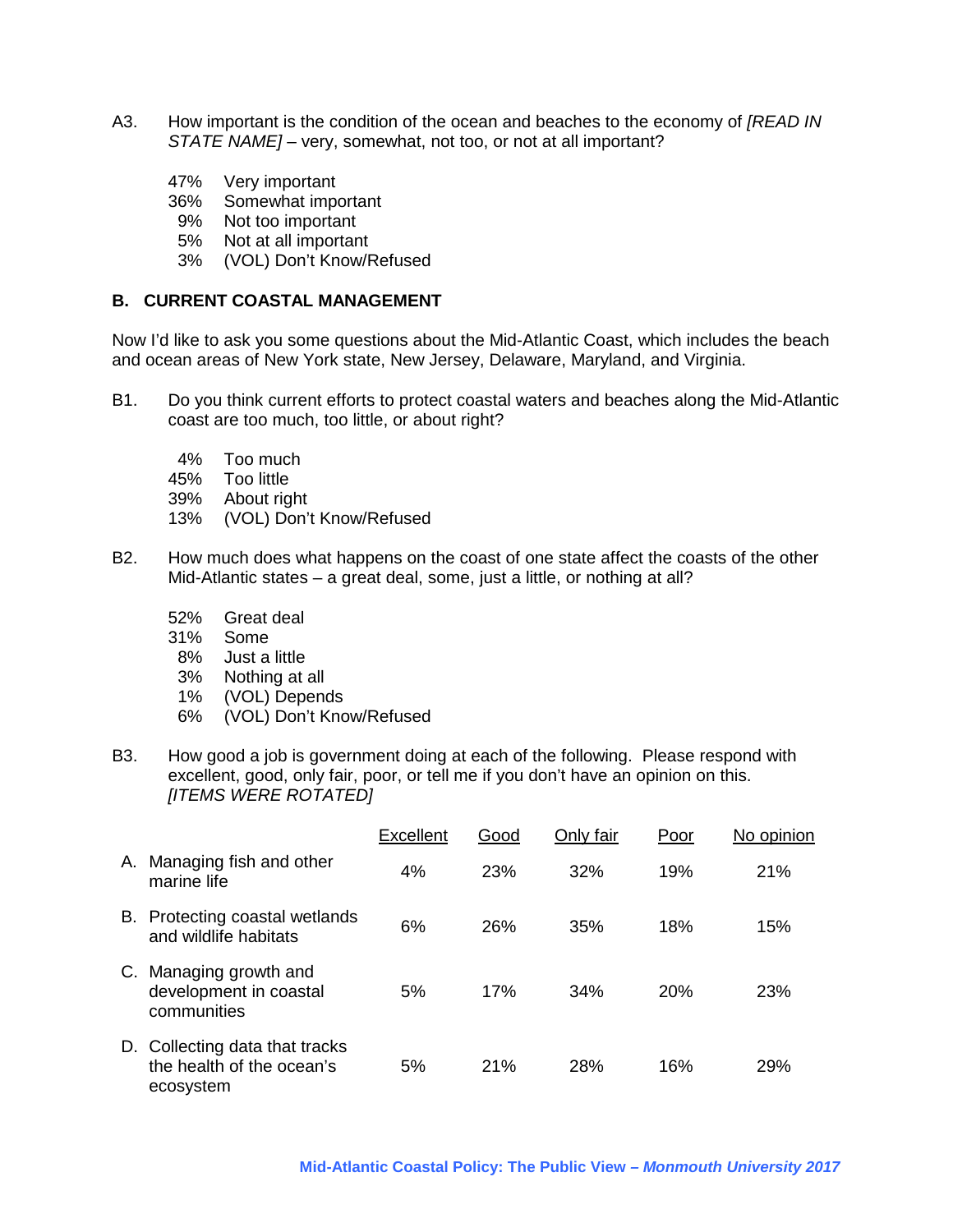A3. How important is the condition of the ocean and beaches to the economy of *[READ IN STATE NAME]* – very, somewhat, not too, or not at all important?

- 47% Very important
- 36% Somewhat important
- 9% Not too important
- 5% Not at all important
- 3% (VOL) Don't Know/Refused

## B. CURRENT COASTAL MANAGEMENT

Now I'd like to ask you some questions about the Mid-Atlantic Coast, which includes the beach and ocean areas of New York state, New Jersey, Delaware, Maryland, and Virginia.

B1. Do you think current efforts to protect coastal waters and beaches along the Mid-Atlantic coast are too much, too little, or about right?

- 4% Too much
- 45% Too little
- 39% About right
- 13% (VOL) Don't Know/Refused

B2. How much does what happens on the coast of one state affect the coasts of the other Mid-Atlantic states – a great deal, some, just a little, or nothing at all?

- 52% Great deal
- 31% Some
- 8% Just a little
- 3% Nothing at all
- 1% (VOL) Depends
- 6% (VOL) Don't Know/Refused

B3. How good a job is government doing at each of the following. Please respond with excellent, good, only fair, poor, or tell me if you don't have an opinion on this. *[ITEMS WERE ROTATED]*

| | Excellent | Good | Only fair | Poor | No opinion |
|---|---|---|---|---|---|
| A. Managing fish and other marine life | 4% | 23% | 32% | 19% | 21% |
| B. Protecting coastal wetlands and wildlife habitats | 6% | 26% | 35% | 18% | 15% |
| C. Managing growth and development in coastal communities | 5% | 17% | 34% | 20% | 23% |
| D. Collecting data that tracks the health of the ocean's ecosystem | 5% | 21% | 28% | 16% | 29% |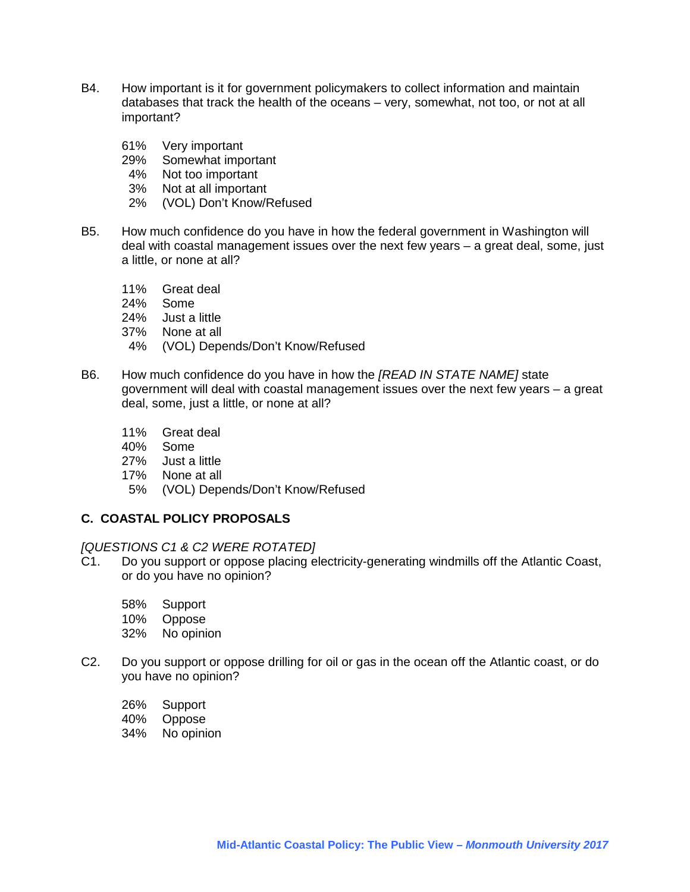B4. How important is it for government policymakers to collect information and maintain databases that track the health of the oceans – very, somewhat, not too, or not at all important?

- 61% Very important
- 29% Somewhat important
- 4% Not too important
- 3% Not at all important
- 2% (VOL) Don't Know/Refused

B5. How much confidence do you have in how the federal government in Washington will deal with coastal management issues over the next few years – a great deal, some, just a little, or none at all?

- 11% Great deal
- 24% Some
- 24% Just a little
- 37% None at all
- 4% (VOL) Depends/Don't Know/Refused

B6. How much confidence do you have in how the *[READ IN STATE NAME]* state government will deal with coastal management issues over the next few years – a great deal, some, just a little, or none at all?

- 11% Great deal
- 40% Some
- 27% Just a little
- 17% None at all
- 5% (VOL) Depends/Don't Know/Refused

## C. COASTAL POLICY PROPOSALS

*[QUESTIONS C1 & C2 WERE ROTATED]*

C1. Do you support or oppose placing electricity-generating windmills off the Atlantic Coast, or do you have no opinion?

- 58% Support
- 10% Oppose
- 32% No opinion

C2. Do you support or oppose drilling for oil or gas in the ocean off the Atlantic coast, or do you have no opinion?

- 26% Support
- 40% Oppose
- 34% No opinion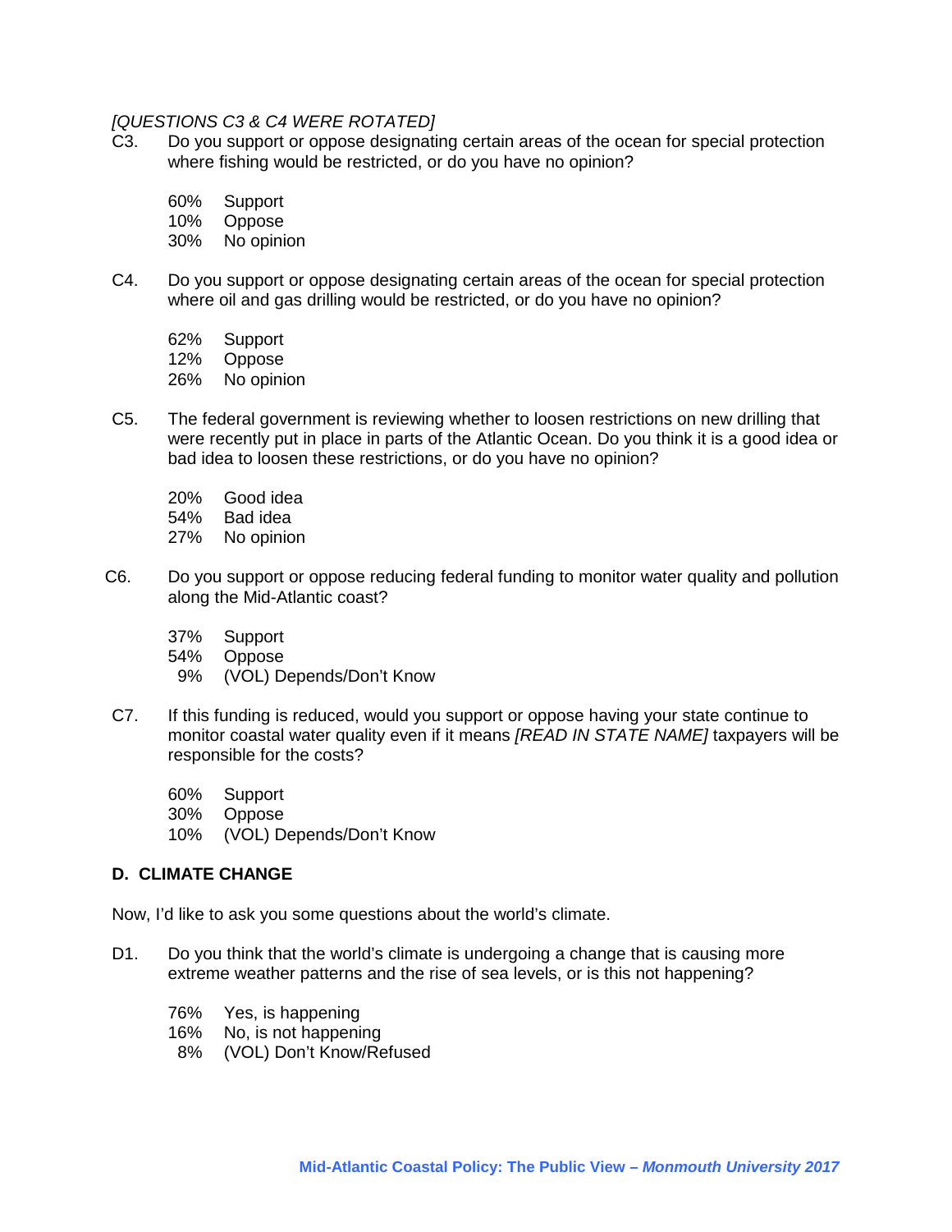*[QUESTIONS C3 & C4 WERE ROTATED]*

C3. Do you support or oppose designating certain areas of the ocean for special protection where fishing would be restricted, or do you have no opinion?

60% Support
10% Oppose
30% No opinion

C4. Do you support or oppose designating certain areas of the ocean for special protection where oil and gas drilling would be restricted, or do you have no opinion?

62% Support
12% Oppose
26% No opinion

C5. The federal government is reviewing whether to loosen restrictions on new drilling that were recently put in place in parts of the Atlantic Ocean. Do you think it is a good idea or bad idea to loosen these restrictions, or do you have no opinion?

20% Good idea
54% Bad idea
27% No opinion

C6. Do you support or oppose reducing federal funding to monitor water quality and pollution along the Mid-Atlantic coast?

37% Support
54% Oppose
9% (VOL) Depends/Don't Know

C7. If this funding is reduced, would you support or oppose having your state continue to monitor coastal water quality even if it means *[READ IN STATE NAME]* taxpayers will be responsible for the costs?

60% Support
30% Oppose
10% (VOL) Depends/Don't Know

## D. CLIMATE CHANGE

Now, I'd like to ask you some questions about the world's climate.

D1. Do you think that the world's climate is undergoing a change that is causing more extreme weather patterns and the rise of sea levels, or is this not happening?

76% Yes, is happening
16% No, is not happening
8% (VOL) Don't Know/Refused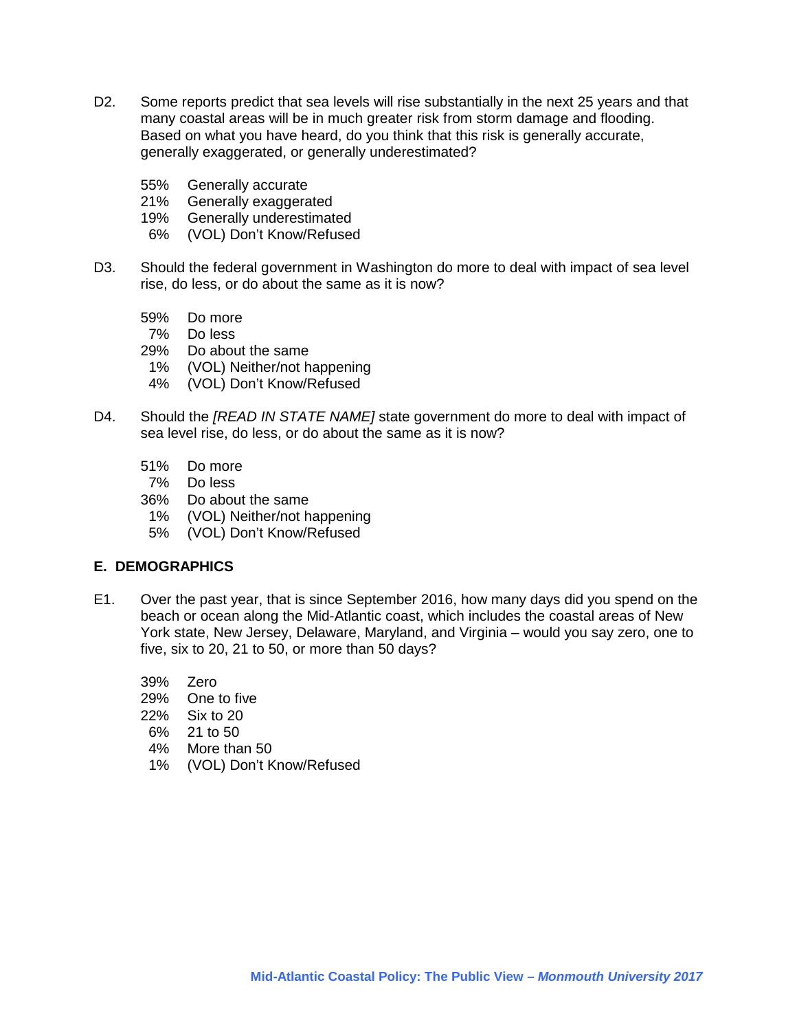D2. Some reports predict that sea levels will rise substantially in the next 25 years and that many coastal areas will be in much greater risk from storm damage and flooding. Based on what you have heard, do you think that this risk is generally accurate, generally exaggerated, or generally underestimated?

- 55% Generally accurate
- 21% Generally exaggerated
- 19% Generally underestimated
- 6% (VOL) Don't Know/Refused

D3. Should the federal government in Washington do more to deal with impact of sea level rise, do less, or do about the same as it is now?

- 59% Do more
- 7% Do less
- 29% Do about the same
- 1% (VOL) Neither/not happening
- 4% (VOL) Don't Know/Refused

D4. Should the *[READ IN STATE NAME]* state government do more to deal with impact of sea level rise, do less, or do about the same as it is now?

- 51% Do more
- 7% Do less
- 36% Do about the same
- 1% (VOL) Neither/not happening
- 5% (VOL) Don't Know/Refused

## E. DEMOGRAPHICS

E1. Over the past year, that is since September 2016, how many days did you spend on the beach or ocean along the Mid-Atlantic coast, which includes the coastal areas of New York state, New Jersey, Delaware, Maryland, and Virginia – would you say zero, one to five, six to 20, 21 to 50, or more than 50 days?

- 39% Zero
- 29% One to five
- 22% Six to 20
- 6% 21 to 50
- 4% More than 50
- 1% (VOL) Don't Know/Refused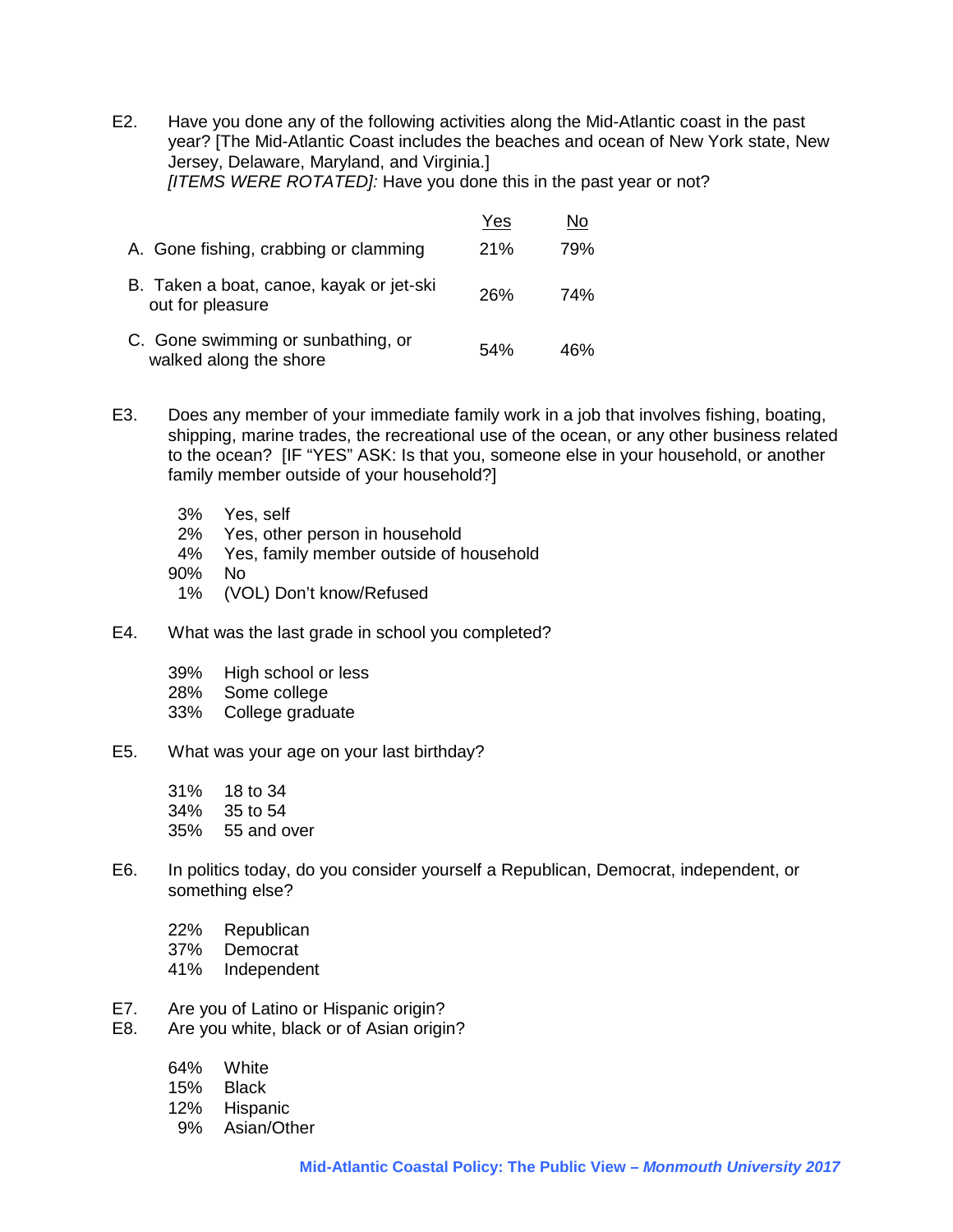E2. Have you done any of the following activities along the Mid-Atlantic coast in the past year? [The Mid-Atlantic Coast includes the beaches and ocean of New York state, New Jersey, Delaware, Maryland, and Virginia.]
*[ITEMS WERE ROTATED]:* Have you done this in the past year or not?

| | Yes | No |
|---|---|---|
| A. Gone fishing, crabbing or clamming | 21% | 79% |
| B. Taken a boat, canoe, kayak or jet-ski out for pleasure | 26% | 74% |
| C. Gone swimming or sunbathing, or walked along the shore | 54% | 46% |

E3. Does any member of your immediate family work in a job that involves fishing, boating, shipping, marine trades, the recreational use of the ocean, or any other business related to the ocean? [IF "YES" ASK: Is that you, someone else in your household, or another family member outside of your household?]

- 3% Yes, self
- 2% Yes, other person in household
- 4% Yes, family member outside of household
- 90% No
- 1% (VOL) Don't know/Refused

E4. What was the last grade in school you completed?

- 39% High school or less
- 28% Some college
- 33% College graduate

E5. What was your age on your last birthday?

- 31% 18 to 34
- 34% 35 to 54
- 35% 55 and over

E6. In politics today, do you consider yourself a Republican, Democrat, independent, or something else?

- 22% Republican
- 37% Democrat
- 41% Independent

E7. Are you of Latino or Hispanic origin?
E8. Are you white, black or of Asian origin?

- 64% White
- 15% Black
- 12% Hispanic
- 9% Asian/Other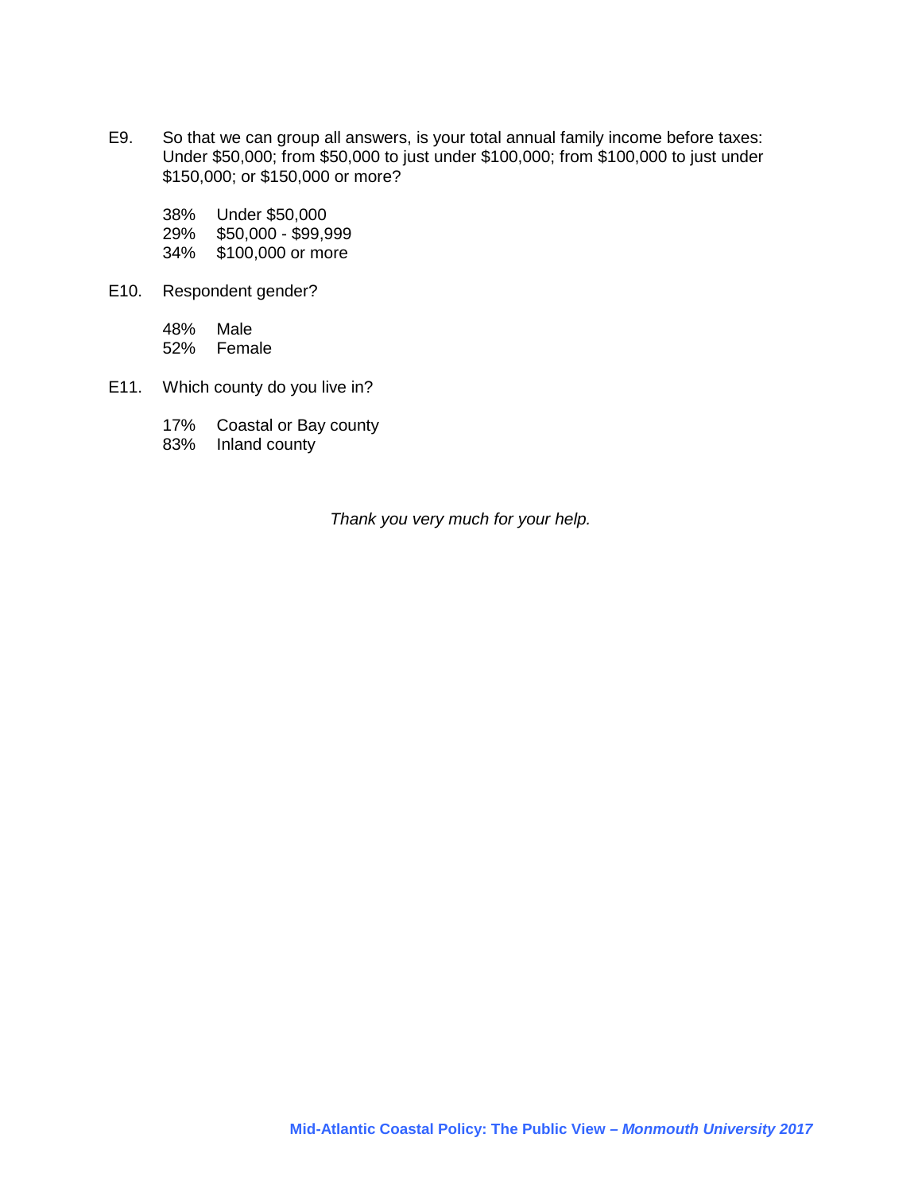E9. So that we can group all answers, is your total annual family income before taxes: Under $50,000; from $50,000 to just under $100,000; from $100,000 to just under $150,000; or $150,000 or more?

38% Under $50,000
29% $50,000 - $99,999
34% $100,000 or more

E10. Respondent gender?

48% Male
52% Female

E11. Which county do you live in?

17% Coastal or Bay county
83% Inland county

*Thank you very much for your help.*